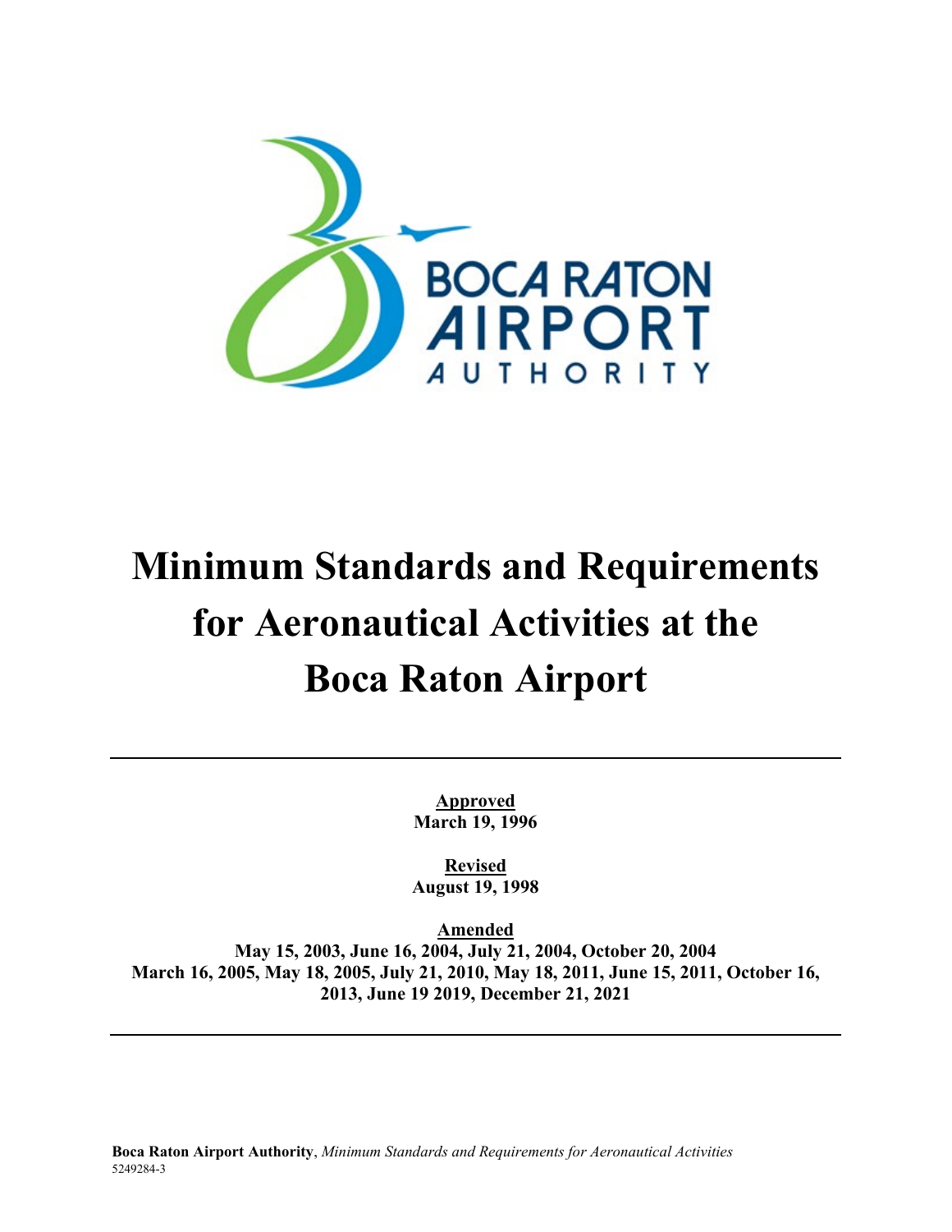BOCA RATON AIRPORT AUTHORITY

# Minimum Standards and Requirements for Aeronautical Activities at the Boca Raton Airport

**Approved**
**March 19, 1996**

**Revised**
**August 19, 1998**

**Amended**
**May 15, 2003, June 16, 2004, July 21, 2004, October 20, 2004 March 16, 2005, May 18, 2005, July 21, 2010, May 18, 2011, June 15, 2011, October 16, 2013, June 19 2019, December 21, 2021**

**Boca Raton Airport Authority**, *Minimum Standards and Requirements for Aeronautical Activities*
5249284-3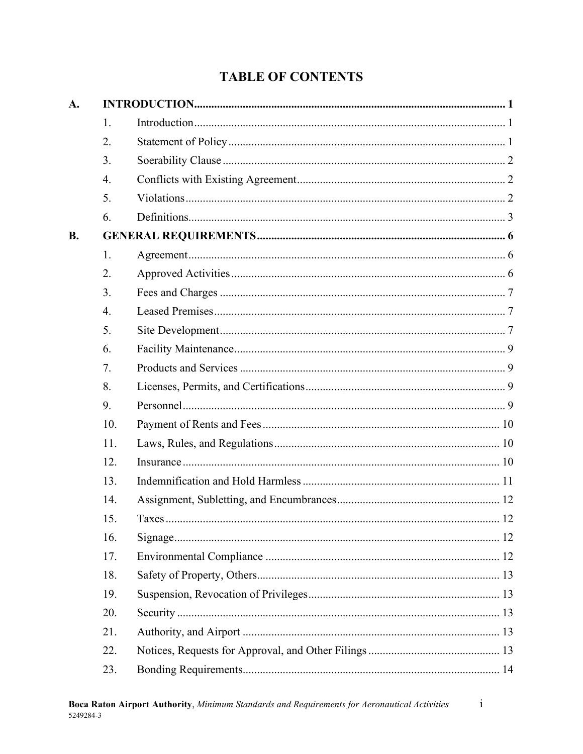# TABLE OF CONTENTS

| | | | |
|---|---|---|---|
| **A.** | **INTRODUCTION** | | **1** |
| | 1. | Introduction | 1 |
| | 2. | Statement of Policy | 1 |
| | 3. | Soerability Clause | 2 |
| | 4. | Conflicts with Existing Agreement | 2 |
| | 5. | Violations | 2 |
| | 6. | Definitions | 3 |
| **B.** | **GENERAL REQUIREMENTS** | | **6** |
| | 1. | Agreement | 6 |
| | 2. | Approved Activities | 6 |
| | 3. | Fees and Charges | 7 |
| | 4. | Leased Premises | 7 |
| | 5. | Site Development | 7 |
| | 6. | Facility Maintenance | 9 |
| | 7. | Products and Services | 9 |
| | 8. | Licenses, Permits, and Certifications | 9 |
| | 9. | Personnel | 9 |
| | 10. | Payment of Rents and Fees | 10 |
| | 11. | Laws, Rules, and Regulations | 10 |
| | 12. | Insurance | 10 |
| | 13. | Indemnification and Hold Harmless | 11 |
| | 14. | Assignment, Subletting, and Encumbrances | 12 |
| | 15. | Taxes | 12 |
| | 16. | Signage | 12 |
| | 17. | Environmental Compliance | 12 |
| | 18. | Safety of Property, Others | 13 |
| | 19. | Suspension, Revocation of Privileges | 13 |
| | 20. | Security | 13 |
| | 21. | Authority, and Airport | 13 |
| | 22. | Notices, Requests for Approval, and Other Filings | 13 |
| | 23. | Bonding Requirements | 14 |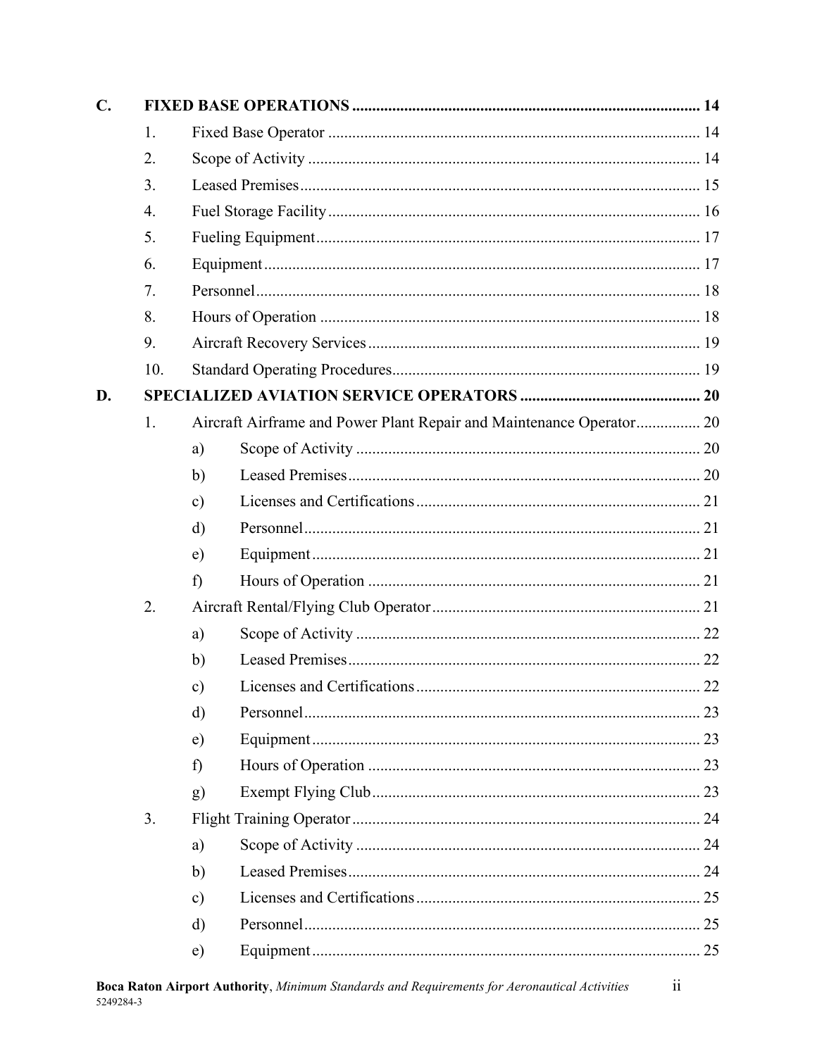| | | | |
|---|---|---|---|
| **C.** | **FIXED BASE OPERATIONS** | | **14** |
| | 1. | Fixed Base Operator | 14 |
| | 2. | Scope of Activity | 14 |
| | 3. | Leased Premises | 15 |
| | 4. | Fuel Storage Facility | 16 |
| | 5. | Fueling Equipment | 17 |
| | 6. | Equipment | 17 |
| | 7. | Personnel | 18 |
| | 8. | Hours of Operation | 18 |
| | 9. | Aircraft Recovery Services | 19 |
| | 10. | Standard Operating Procedures | 19 |
| **D.** | **SPECIALIZED AVIATION SERVICE OPERATORS** | | **20** |
| | 1. | Aircraft Airframe and Power Plant Repair and Maintenance Operator | 20 |
| | | a) Scope of Activity | 20 |
| | | b) Leased Premises | 20 |
| | | c) Licenses and Certifications | 21 |
| | | d) Personnel | 21 |
| | | e) Equipment | 21 |
| | | f) Hours of Operation | 21 |
| | 2. | Aircraft Rental/Flying Club Operator | 21 |
| | | a) Scope of Activity | 22 |
| | | b) Leased Premises | 22 |
| | | c) Licenses and Certifications | 22 |
| | | d) Personnel | 23 |
| | | e) Equipment | 23 |
| | | f) Hours of Operation | 23 |
| | | g) Exempt Flying Club | 23 |
| | 3. | Flight Training Operator | 24 |
| | | a) Scope of Activity | 24 |
| | | b) Leased Premises | 24 |
| | | c) Licenses and Certifications | 25 |
| | | d) Personnel | 25 |
| | | e) Equipment | 25 |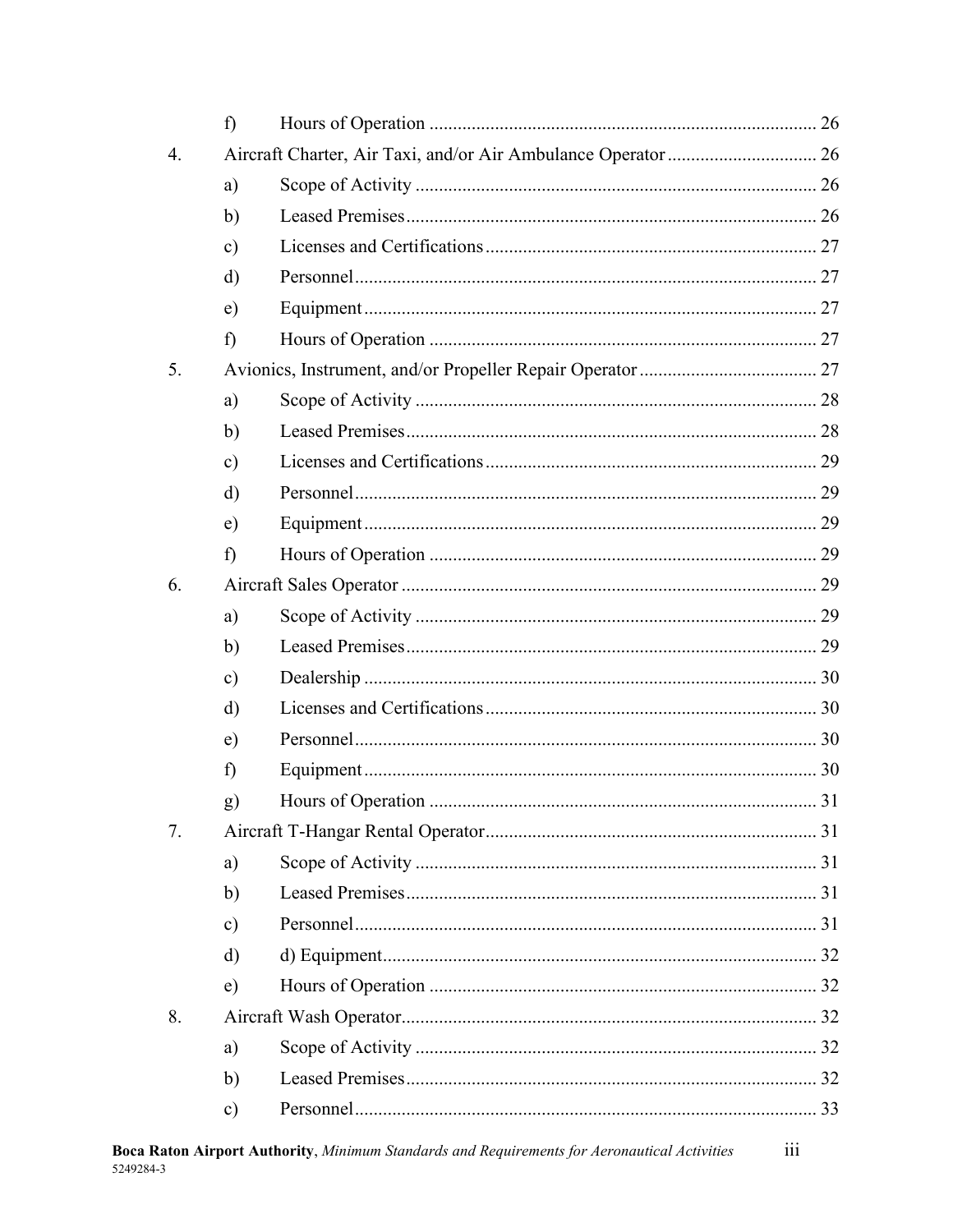f) Hours of Operation .................................................................................. 26

4. Aircraft Charter, Air Taxi, and/or Air Ambulance Operator ................................ 26

a) Scope of Activity ..................................................................................... 26

b) Leased Premises....................................................................................... 26

c) Licenses and Certifications....................................................................... 27

d) Personnel.................................................................................................. 27

e) Equipment ................................................................................................ 27

f) Hours of Operation .................................................................................. 27

5. Avionics, Instrument, and/or Propeller Repair Operator ...................................... 27

a) Scope of Activity ..................................................................................... 28

b) Leased Premises....................................................................................... 28

c) Licenses and Certifications....................................................................... 29

d) Personnel.................................................................................................. 29

e) Equipment ................................................................................................ 29

f) Hours of Operation .................................................................................. 29

6. Aircraft Sales Operator ........................................................................................ 29

a) Scope of Activity ..................................................................................... 29

b) Leased Premises....................................................................................... 29

c) Dealership ................................................................................................ 30

d) Licenses and Certifications....................................................................... 30

e) Personnel.................................................................................................. 30

f) Equipment ................................................................................................ 30

g) Hours of Operation .................................................................................. 31

7. Aircraft T-Hangar Rental Operator....................................................................... 31

a) Scope of Activity ..................................................................................... 31

b) Leased Premises....................................................................................... 31

c) Personnel.................................................................................................. 31

d) d) Equipment............................................................................................ 32

e) Hours of Operation .................................................................................. 32

8. Aircraft Wash Operator......................................................................................... 32

a) Scope of Activity ..................................................................................... 32

b) Leased Premises....................................................................................... 32

c) Personnel.................................................................................................. 33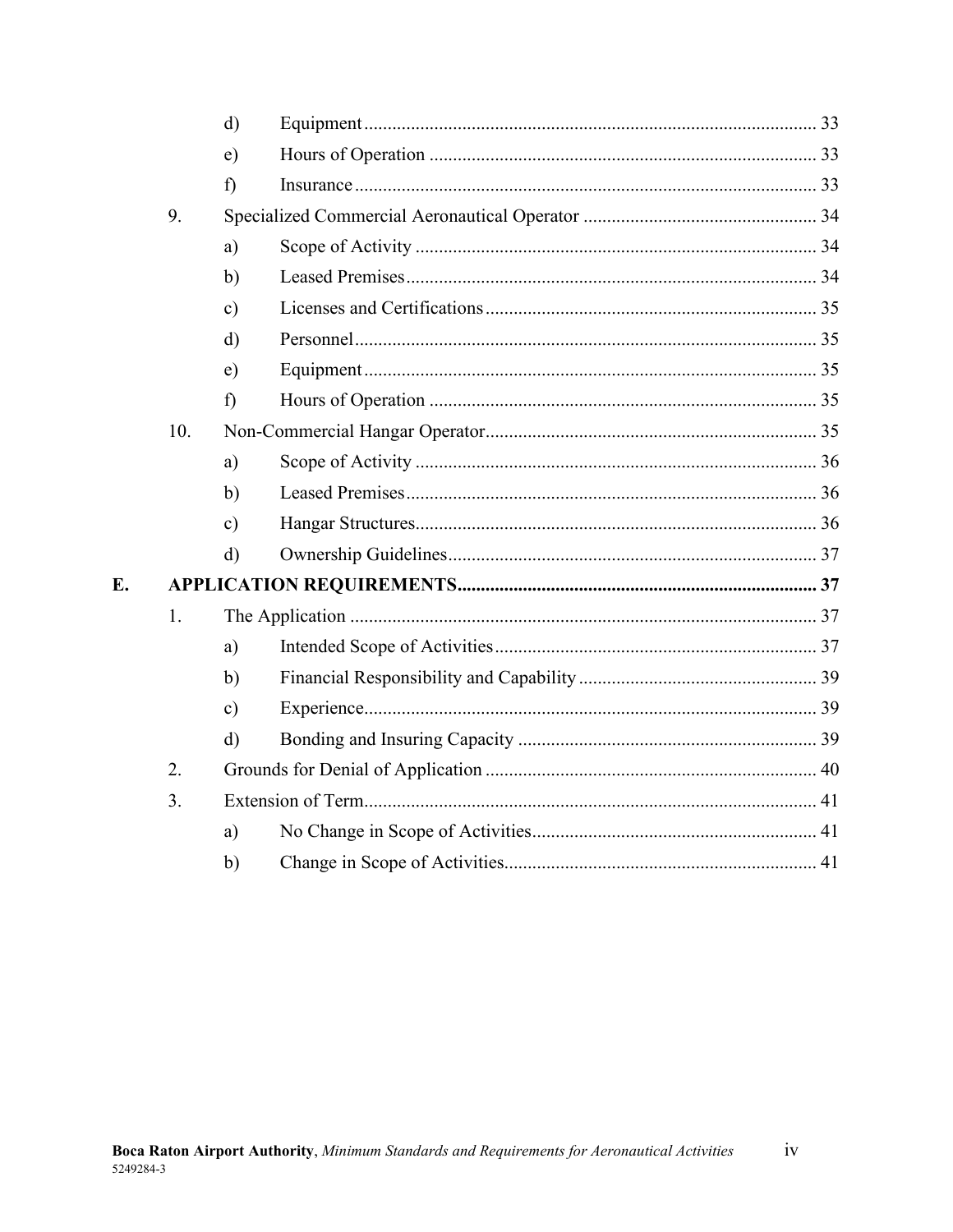- d) Equipment ..... 33
- e) Hours of Operation ..... 33
- f) Insurance ..... 33

9. Specialized Commercial Aeronautical Operator ..... 34
   - a) Scope of Activity ..... 34
   - b) Leased Premises ..... 34
   - c) Licenses and Certifications ..... 35
   - d) Personnel ..... 35
   - e) Equipment ..... 35
   - f) Hours of Operation ..... 35

10. Non-Commercial Hangar Operator ..... 35
    - a) Scope of Activity ..... 36
    - b) Leased Premises ..... 36
    - c) Hangar Structures ..... 36
    - d) Ownership Guidelines ..... 37

**E. APPLICATION REQUIREMENTS ..... 37**

1. The Application ..... 37
   - a) Intended Scope of Activities ..... 37
   - b) Financial Responsibility and Capability ..... 39
   - c) Experience ..... 39
   - d) Bonding and Insuring Capacity ..... 39
2. Grounds for Denial of Application ..... 40
3. Extension of Term ..... 41
   - a) No Change in Scope of Activities ..... 41
   - b) Change in Scope of Activities ..... 41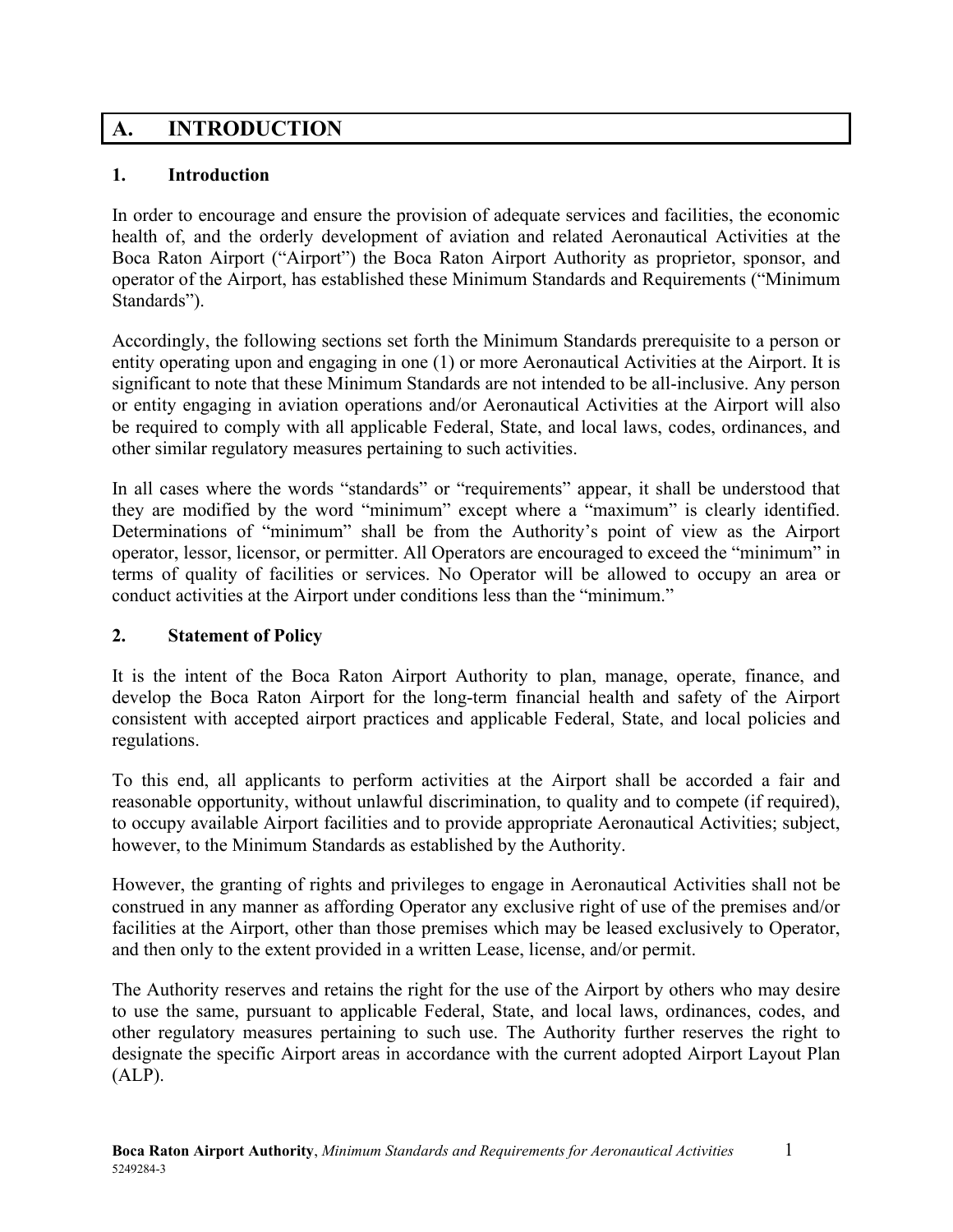# A. INTRODUCTION

## 1. Introduction

In order to encourage and ensure the provision of adequate services and facilities, the economic health of, and the orderly development of aviation and related Aeronautical Activities at the Boca Raton Airport ("Airport") the Boca Raton Airport Authority as proprietor, sponsor, and operator of the Airport, has established these Minimum Standards and Requirements ("Minimum Standards").

Accordingly, the following sections set forth the Minimum Standards prerequisite to a person or entity operating upon and engaging in one (1) or more Aeronautical Activities at the Airport. It is significant to note that these Minimum Standards are not intended to be all-inclusive. Any person or entity engaging in aviation operations and/or Aeronautical Activities at the Airport will also be required to comply with all applicable Federal, State, and local laws, codes, ordinances, and other similar regulatory measures pertaining to such activities.

In all cases where the words "standards" or "requirements" appear, it shall be understood that they are modified by the word "minimum" except where a "maximum" is clearly identified. Determinations of "minimum" shall be from the Authority's point of view as the Airport operator, lessor, licensor, or permitter. All Operators are encouraged to exceed the "minimum" in terms of quality of facilities or services. No Operator will be allowed to occupy an area or conduct activities at the Airport under conditions less than the "minimum."

## 2. Statement of Policy

It is the intent of the Boca Raton Airport Authority to plan, manage, operate, finance, and develop the Boca Raton Airport for the long-term financial health and safety of the Airport consistent with accepted airport practices and applicable Federal, State, and local policies and regulations.

To this end, all applicants to perform activities at the Airport shall be accorded a fair and reasonable opportunity, without unlawful discrimination, to quality and to compete (if required), to occupy available Airport facilities and to provide appropriate Aeronautical Activities; subject, however, to the Minimum Standards as established by the Authority.

However, the granting of rights and privileges to engage in Aeronautical Activities shall not be construed in any manner as affording Operator any exclusive right of use of the premises and/or facilities at the Airport, other than those premises which may be leased exclusively to Operator, and then only to the extent provided in a written Lease, license, and/or permit.

The Authority reserves and retains the right for the use of the Airport by others who may desire to use the same, pursuant to applicable Federal, State, and local laws, ordinances, codes, and other regulatory measures pertaining to such use. The Authority further reserves the right to designate the specific Airport areas in accordance with the current adopted Airport Layout Plan (ALP).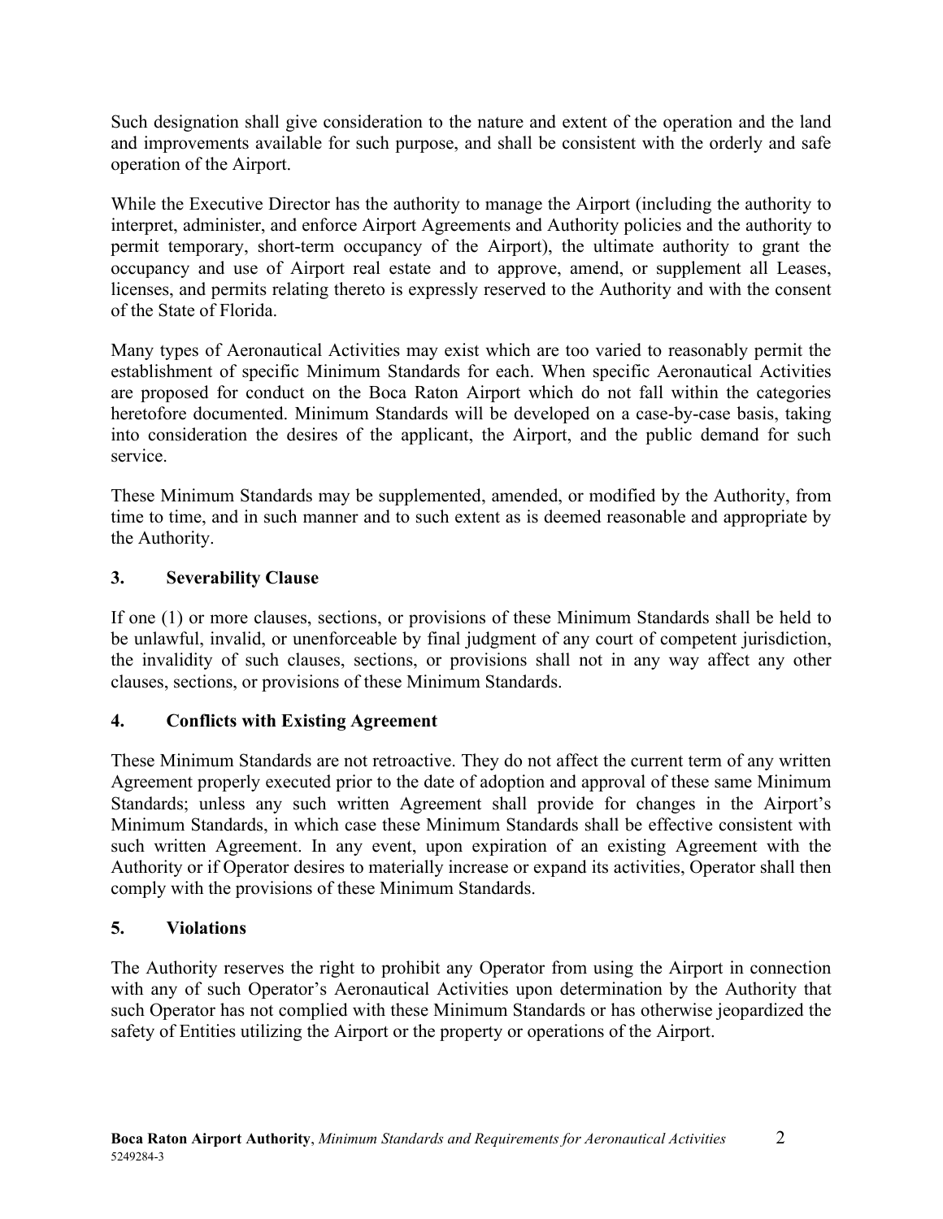Such designation shall give consideration to the nature and extent of the operation and the land and improvements available for such purpose, and shall be consistent with the orderly and safe operation of the Airport.

While the Executive Director has the authority to manage the Airport (including the authority to interpret, administer, and enforce Airport Agreements and Authority policies and the authority to permit temporary, short-term occupancy of the Airport), the ultimate authority to grant the occupancy and use of Airport real estate and to approve, amend, or supplement all Leases, licenses, and permits relating thereto is expressly reserved to the Authority and with the consent of the State of Florida.

Many types of Aeronautical Activities may exist which are too varied to reasonably permit the establishment of specific Minimum Standards for each. When specific Aeronautical Activities are proposed for conduct on the Boca Raton Airport which do not fall within the categories heretofore documented. Minimum Standards will be developed on a case-by-case basis, taking into consideration the desires of the applicant, the Airport, and the public demand for such service.

These Minimum Standards may be supplemented, amended, or modified by the Authority, from time to time, and in such manner and to such extent as is deemed reasonable and appropriate by the Authority.

## 3. Severability Clause

If one (1) or more clauses, sections, or provisions of these Minimum Standards shall be held to be unlawful, invalid, or unenforceable by final judgment of any court of competent jurisdiction, the invalidity of such clauses, sections, or provisions shall not in any way affect any other clauses, sections, or provisions of these Minimum Standards.

## 4. Conflicts with Existing Agreement

These Minimum Standards are not retroactive. They do not affect the current term of any written Agreement properly executed prior to the date of adoption and approval of these same Minimum Standards; unless any such written Agreement shall provide for changes in the Airport's Minimum Standards, in which case these Minimum Standards shall be effective consistent with such written Agreement. In any event, upon expiration of an existing Agreement with the Authority or if Operator desires to materially increase or expand its activities, Operator shall then comply with the provisions of these Minimum Standards.

## 5. Violations

The Authority reserves the right to prohibit any Operator from using the Airport in connection with any of such Operator's Aeronautical Activities upon determination by the Authority that such Operator has not complied with these Minimum Standards or has otherwise jeopardized the safety of Entities utilizing the Airport or the property or operations of the Airport.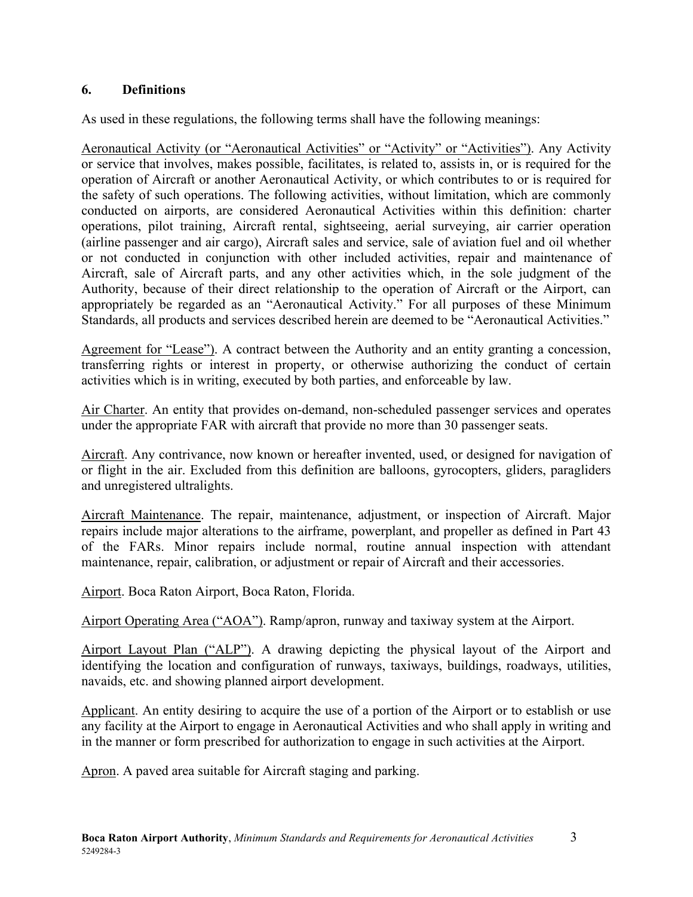## 6. Definitions

As used in these regulations, the following terms shall have the following meanings:

Aeronautical Activity (or "Aeronautical Activities" or "Activity" or "Activities"). Any Activity or service that involves, makes possible, facilitates, is related to, assists in, or is required for the operation of Aircraft or another Aeronautical Activity, or which contributes to or is required for the safety of such operations. The following activities, without limitation, which are commonly conducted on airports, are considered Aeronautical Activities within this definition: charter operations, pilot training, Aircraft rental, sightseeing, aerial surveying, air carrier operation (airline passenger and air cargo), Aircraft sales and service, sale of aviation fuel and oil whether or not conducted in conjunction with other included activities, repair and maintenance of Aircraft, sale of Aircraft parts, and any other activities which, in the sole judgment of the Authority, because of their direct relationship to the operation of Aircraft or the Airport, can appropriately be regarded as an "Aeronautical Activity." For all purposes of these Minimum Standards, all products and services described herein are deemed to be "Aeronautical Activities."

Agreement for "Lease"). A contract between the Authority and an entity granting a concession, transferring rights or interest in property, or otherwise authorizing the conduct of certain activities which is in writing, executed by both parties, and enforceable by law.

Air Charter. An entity that provides on-demand, non-scheduled passenger services and operates under the appropriate FAR with aircraft that provide no more than 30 passenger seats.

Aircraft. Any contrivance, now known or hereafter invented, used, or designed for navigation of or flight in the air. Excluded from this definition are balloons, gyrocopters, gliders, paragliders and unregistered ultralights.

Aircraft Maintenance. The repair, maintenance, adjustment, or inspection of Aircraft. Major repairs include major alterations to the airframe, powerplant, and propeller as defined in Part 43 of the FARs. Minor repairs include normal, routine annual inspection with attendant maintenance, repair, calibration, or adjustment or repair of Aircraft and their accessories.

Airport. Boca Raton Airport, Boca Raton, Florida.

Airport Operating Area ("AOA"). Ramp/apron, runway and taxiway system at the Airport.

Airport Layout Plan ("ALP"). A drawing depicting the physical layout of the Airport and identifying the location and configuration of runways, taxiways, buildings, roadways, utilities, navaids, etc. and showing planned airport development.

Applicant. An entity desiring to acquire the use of a portion of the Airport or to establish or use any facility at the Airport to engage in Aeronautical Activities and who shall apply in writing and in the manner or form prescribed for authorization to engage in such activities at the Airport.

Apron. A paved area suitable for Aircraft staging and parking.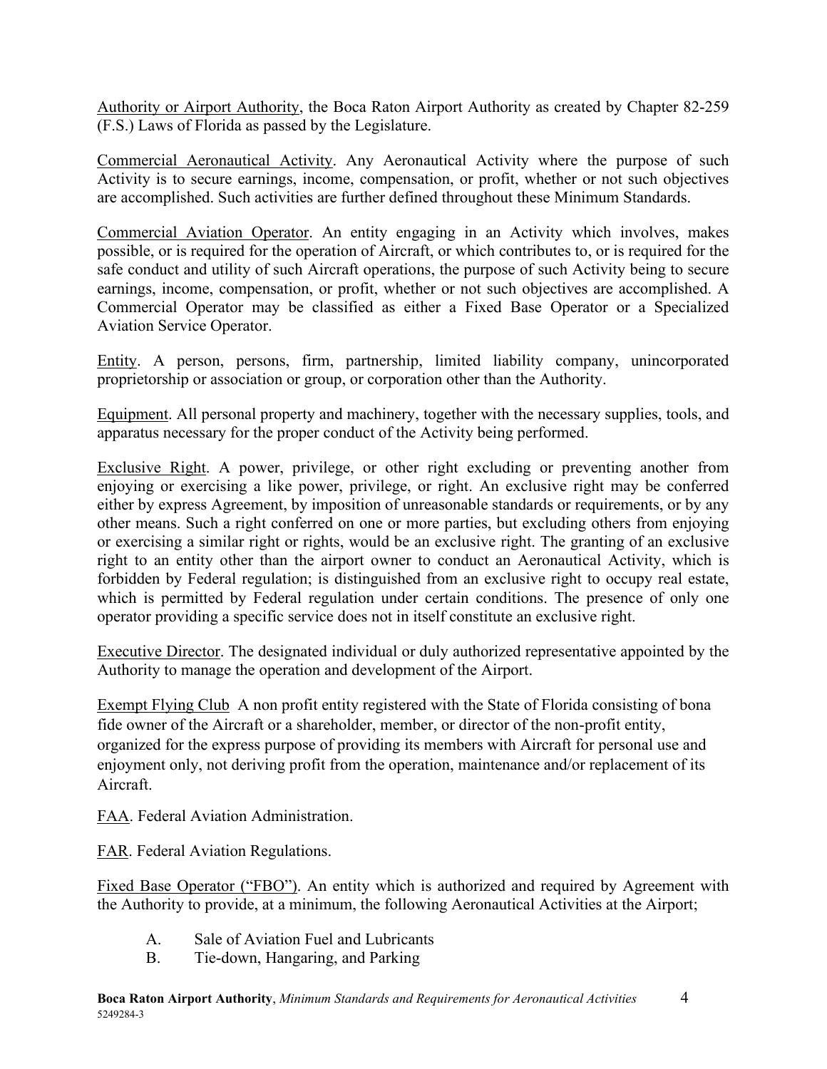Authority or Airport Authority, the Boca Raton Airport Authority as created by Chapter 82-259 (F.S.) Laws of Florida as passed by the Legislature.

Commercial Aeronautical Activity. Any Aeronautical Activity where the purpose of such Activity is to secure earnings, income, compensation, or profit, whether or not such objectives are accomplished. Such activities are further defined throughout these Minimum Standards.

Commercial Aviation Operator. An entity engaging in an Activity which involves, makes possible, or is required for the operation of Aircraft, or which contributes to, or is required for the safe conduct and utility of such Aircraft operations, the purpose of such Activity being to secure earnings, income, compensation, or profit, whether or not such objectives are accomplished. A Commercial Operator may be classified as either a Fixed Base Operator or a Specialized Aviation Service Operator.

Entity. A person, persons, firm, partnership, limited liability company, unincorporated proprietorship or association or group, or corporation other than the Authority.

Equipment. All personal property and machinery, together with the necessary supplies, tools, and apparatus necessary for the proper conduct of the Activity being performed.

Exclusive Right. A power, privilege, or other right excluding or preventing another from enjoying or exercising a like power, privilege, or right. An exclusive right may be conferred either by express Agreement, by imposition of unreasonable standards or requirements, or by any other means. Such a right conferred on one or more parties, but excluding others from enjoying or exercising a similar right or rights, would be an exclusive right. The granting of an exclusive right to an entity other than the airport owner to conduct an Aeronautical Activity, which is forbidden by Federal regulation; is distinguished from an exclusive right to occupy real estate, which is permitted by Federal regulation under certain conditions. The presence of only one operator providing a specific service does not in itself constitute an exclusive right.

Executive Director. The designated individual or duly authorized representative appointed by the Authority to manage the operation and development of the Airport.

Exempt Flying Club A non profit entity registered with the State of Florida consisting of bona fide owner of the Aircraft or a shareholder, member, or director of the non-profit entity, organized for the express purpose of providing its members with Aircraft for personal use and enjoyment only, not deriving profit from the operation, maintenance and/or replacement of its Aircraft.

FAA. Federal Aviation Administration.

FAR. Federal Aviation Regulations.

Fixed Base Operator ("FBO"). An entity which is authorized and required by Agreement with the Authority to provide, at a minimum, the following Aeronautical Activities at the Airport;

A. Sale of Aviation Fuel and Lubricants
B. Tie-down, Hangaring, and Parking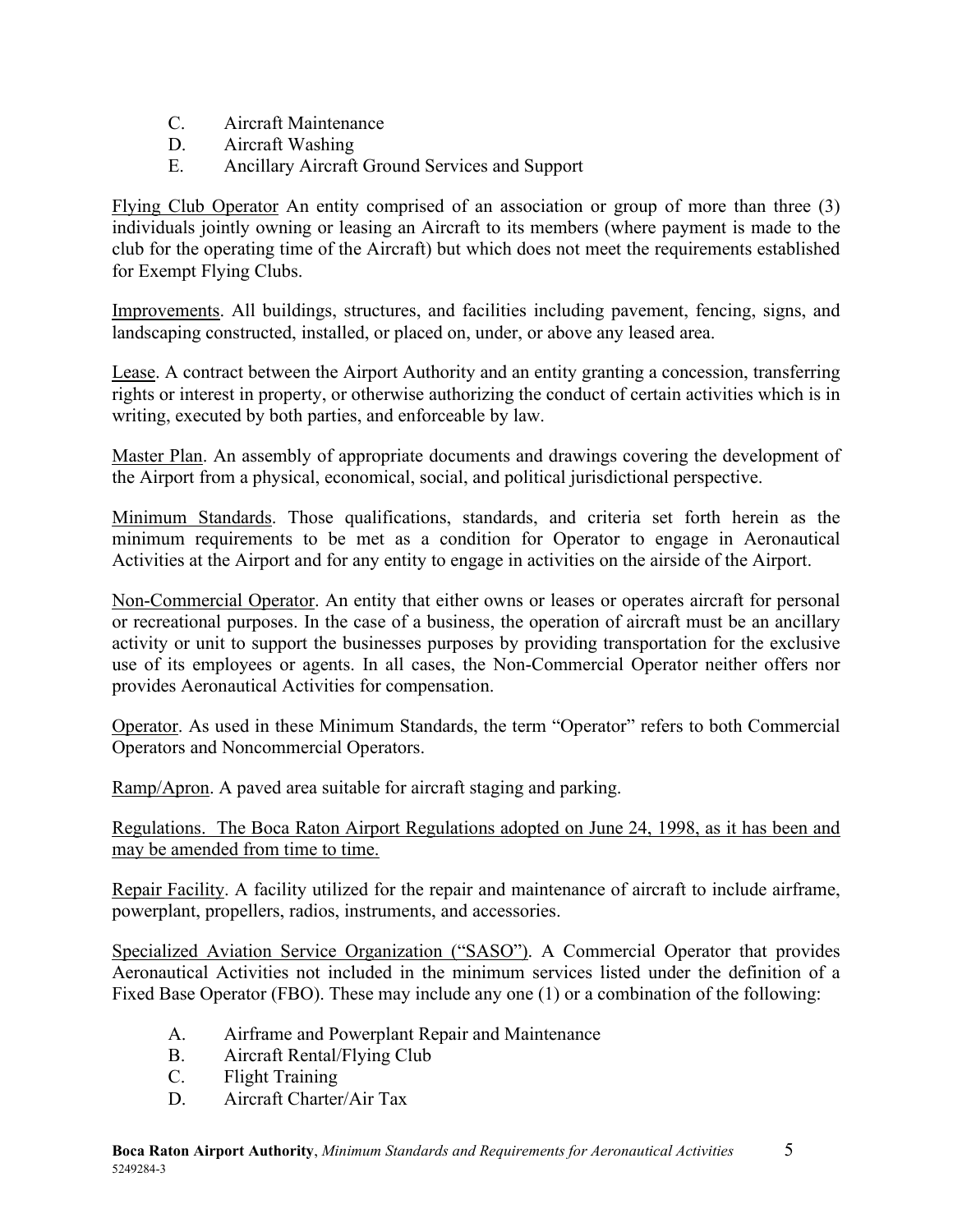C. Aircraft Maintenance
D. Aircraft Washing
E. Ancillary Aircraft Ground Services and Support

Flying Club Operator An entity comprised of an association or group of more than three (3) individuals jointly owning or leasing an Aircraft to its members (where payment is made to the club for the operating time of the Aircraft) but which does not meet the requirements established for Exempt Flying Clubs.

Improvements. All buildings, structures, and facilities including pavement, fencing, signs, and landscaping constructed, installed, or placed on, under, or above any leased area.

Lease. A contract between the Airport Authority and an entity granting a concession, transferring rights or interest in property, or otherwise authorizing the conduct of certain activities which is in writing, executed by both parties, and enforceable by law.

Master Plan. An assembly of appropriate documents and drawings covering the development of the Airport from a physical, economical, social, and political jurisdictional perspective.

Minimum Standards. Those qualifications, standards, and criteria set forth herein as the minimum requirements to be met as a condition for Operator to engage in Aeronautical Activities at the Airport and for any entity to engage in activities on the airside of the Airport.

Non-Commercial Operator. An entity that either owns or leases or operates aircraft for personal or recreational purposes. In the case of a business, the operation of aircraft must be an ancillary activity or unit to support the businesses purposes by providing transportation for the exclusive use of its employees or agents. In all cases, the Non-Commercial Operator neither offers nor provides Aeronautical Activities for compensation.

Operator. As used in these Minimum Standards, the term "Operator" refers to both Commercial Operators and Noncommercial Operators.

Ramp/Apron. A paved area suitable for aircraft staging and parking.

Regulations. The Boca Raton Airport Regulations adopted on June 24, 1998, as it has been and may be amended from time to time.

Repair Facility. A facility utilized for the repair and maintenance of aircraft to include airframe, powerplant, propellers, radios, instruments, and accessories.

Specialized Aviation Service Organization ("SASO"). A Commercial Operator that provides Aeronautical Activities not included in the minimum services listed under the definition of a Fixed Base Operator (FBO). These may include any one (1) or a combination of the following:

A. Airframe and Powerplant Repair and Maintenance
B. Aircraft Rental/Flying Club
C. Flight Training
D. Aircraft Charter/Air Tax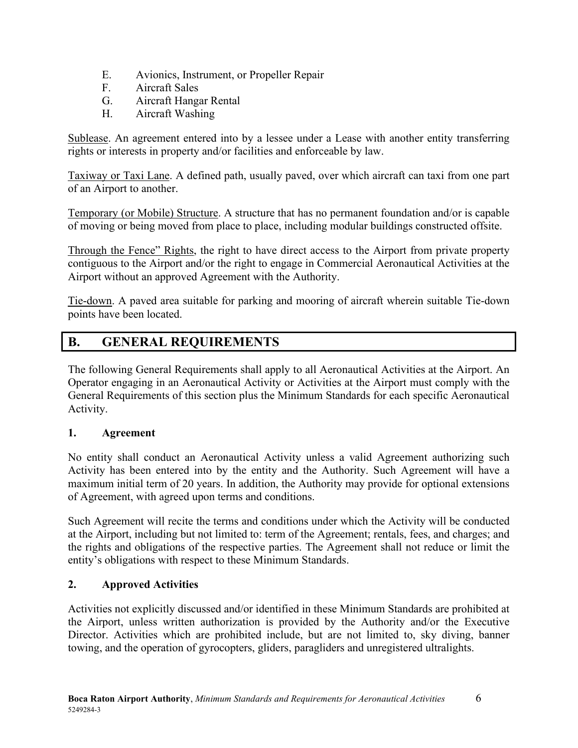E. Avionics, Instrument, or Propeller Repair
F. Aircraft Sales
G. Aircraft Hangar Rental
H. Aircraft Washing

Sublease. An agreement entered into by a lessee under a Lease with another entity transferring rights or interests in property and/or facilities and enforceable by law.

Taxiway or Taxi Lane. A defined path, usually paved, over which aircraft can taxi from one part of an Airport to another.

Temporary (or Mobile) Structure. A structure that has no permanent foundation and/or is capable of moving or being moved from place to place, including modular buildings constructed offsite.

Through the Fence" Rights, the right to have direct access to the Airport from private property contiguous to the Airport and/or the right to engage in Commercial Aeronautical Activities at the Airport without an approved Agreement with the Authority.

Tie-down. A paved area suitable for parking and mooring of aircraft wherein suitable Tie-down points have been located.

## B. GENERAL REQUIREMENTS

The following General Requirements shall apply to all Aeronautical Activities at the Airport. An Operator engaging in an Aeronautical Activity or Activities at the Airport must comply with the General Requirements of this section plus the Minimum Standards for each specific Aeronautical Activity.

### 1. Agreement

No entity shall conduct an Aeronautical Activity unless a valid Agreement authorizing such Activity has been entered into by the entity and the Authority. Such Agreement will have a maximum initial term of 20 years. In addition, the Authority may provide for optional extensions of Agreement, with agreed upon terms and conditions.

Such Agreement will recite the terms and conditions under which the Activity will be conducted at the Airport, including but not limited to: term of the Agreement; rentals, fees, and charges; and the rights and obligations of the respective parties. The Agreement shall not reduce or limit the entity's obligations with respect to these Minimum Standards.

### 2. Approved Activities

Activities not explicitly discussed and/or identified in these Minimum Standards are prohibited at the Airport, unless written authorization is provided by the Authority and/or the Executive Director. Activities which are prohibited include, but are not limited to, sky diving, banner towing, and the operation of gyrocopters, gliders, paragliders and unregistered ultralights.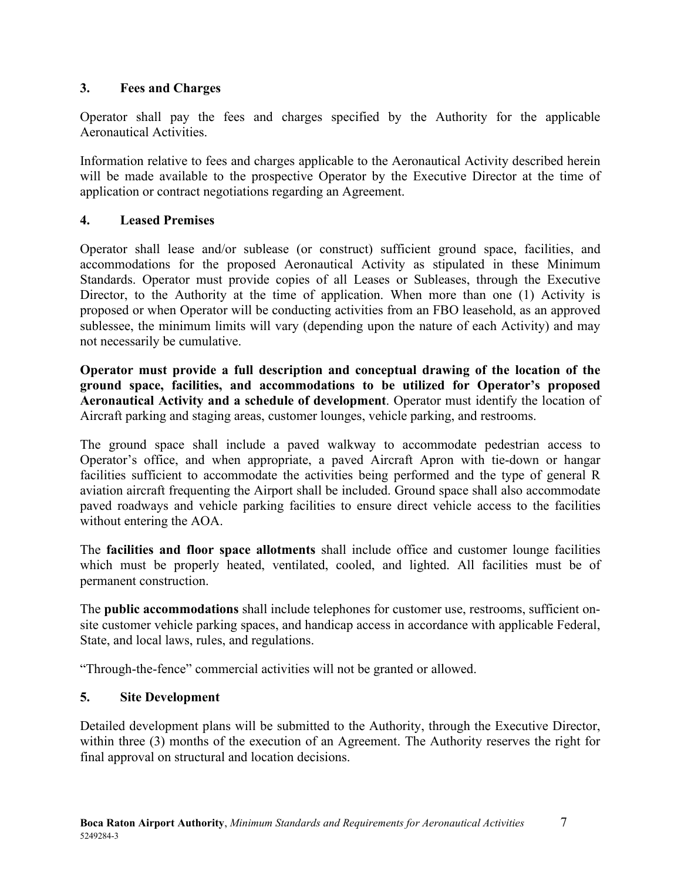### 3. Fees and Charges

Operator shall pay the fees and charges specified by the Authority for the applicable Aeronautical Activities.

Information relative to fees and charges applicable to the Aeronautical Activity described herein will be made available to the prospective Operator by the Executive Director at the time of application or contract negotiations regarding an Agreement.

### 4. Leased Premises

Operator shall lease and/or sublease (or construct) sufficient ground space, facilities, and accommodations for the proposed Aeronautical Activity as stipulated in these Minimum Standards. Operator must provide copies of all Leases or Subleases, through the Executive Director, to the Authority at the time of application. When more than one (1) Activity is proposed or when Operator will be conducting activities from an FBO leasehold, as an approved sublessee, the minimum limits will vary (depending upon the nature of each Activity) and may not necessarily be cumulative.

**Operator must provide a full description and conceptual drawing of the location of the ground space, facilities, and accommodations to be utilized for Operator's proposed Aeronautical Activity and a schedule of development**. Operator must identify the location of Aircraft parking and staging areas, customer lounges, vehicle parking, and restrooms.

The ground space shall include a paved walkway to accommodate pedestrian access to Operator's office, and when appropriate, a paved Aircraft Apron with tie-down or hangar facilities sufficient to accommodate the activities being performed and the type of general R aviation aircraft frequenting the Airport shall be included. Ground space shall also accommodate paved roadways and vehicle parking facilities to ensure direct vehicle access to the facilities without entering the AOA.

The **facilities and floor space allotments** shall include office and customer lounge facilities which must be properly heated, ventilated, cooled, and lighted. All facilities must be of permanent construction.

The **public accommodations** shall include telephones for customer use, restrooms, sufficient on-site customer vehicle parking spaces, and handicap access in accordance with applicable Federal, State, and local laws, rules, and regulations.

"Through-the-fence" commercial activities will not be granted or allowed.

### 5. Site Development

Detailed development plans will be submitted to the Authority, through the Executive Director, within three (3) months of the execution of an Agreement. The Authority reserves the right for final approval on structural and location decisions.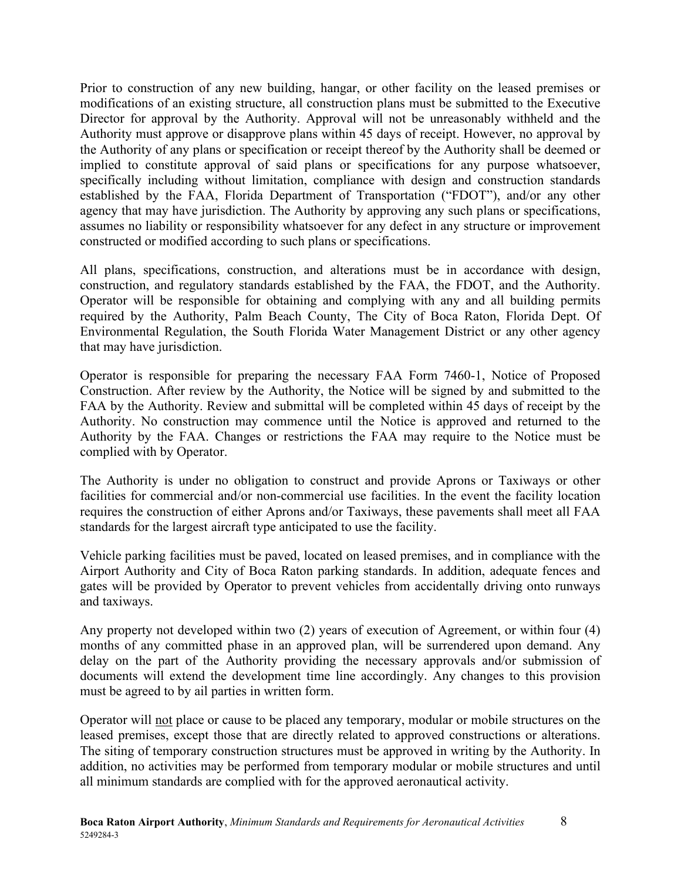Prior to construction of any new building, hangar, or other facility on the leased premises or modifications of an existing structure, all construction plans must be submitted to the Executive Director for approval by the Authority. Approval will not be unreasonably withheld and the Authority must approve or disapprove plans within 45 days of receipt. However, no approval by the Authority of any plans or specification or receipt thereof by the Authority shall be deemed or implied to constitute approval of said plans or specifications for any purpose whatsoever, specifically including without limitation, compliance with design and construction standards established by the FAA, Florida Department of Transportation ("FDOT"), and/or any other agency that may have jurisdiction. The Authority by approving any such plans or specifications, assumes no liability or responsibility whatsoever for any defect in any structure or improvement constructed or modified according to such plans or specifications.

All plans, specifications, construction, and alterations must be in accordance with design, construction, and regulatory standards established by the FAA, the FDOT, and the Authority. Operator will be responsible for obtaining and complying with any and all building permits required by the Authority, Palm Beach County, The City of Boca Raton, Florida Dept. Of Environmental Regulation, the South Florida Water Management District or any other agency that may have jurisdiction.

Operator is responsible for preparing the necessary FAA Form 7460-1, Notice of Proposed Construction. After review by the Authority, the Notice will be signed by and submitted to the FAA by the Authority. Review and submittal will be completed within 45 days of receipt by the Authority. No construction may commence until the Notice is approved and returned to the Authority by the FAA. Changes or restrictions the FAA may require to the Notice must be complied with by Operator.

The Authority is under no obligation to construct and provide Aprons or Taxiways or other facilities for commercial and/or non-commercial use facilities. In the event the facility location requires the construction of either Aprons and/or Taxiways, these pavements shall meet all FAA standards for the largest aircraft type anticipated to use the facility.

Vehicle parking facilities must be paved, located on leased premises, and in compliance with the Airport Authority and City of Boca Raton parking standards. In addition, adequate fences and gates will be provided by Operator to prevent vehicles from accidentally driving onto runways and taxiways.

Any property not developed within two (2) years of execution of Agreement, or within four (4) months of any committed phase in an approved plan, will be surrendered upon demand. Any delay on the part of the Authority providing the necessary approvals and/or submission of documents will extend the development time line accordingly. Any changes to this provision must be agreed to by ail parties in written form.

Operator will <u>not</u> place or cause to be placed any temporary, modular or mobile structures on the leased premises, except those that are directly related to approved constructions or alterations. The siting of temporary construction structures must be approved in writing by the Authority. In addition, no activities may be performed from temporary modular or mobile structures and until all minimum standards are complied with for the approved aeronautical activity.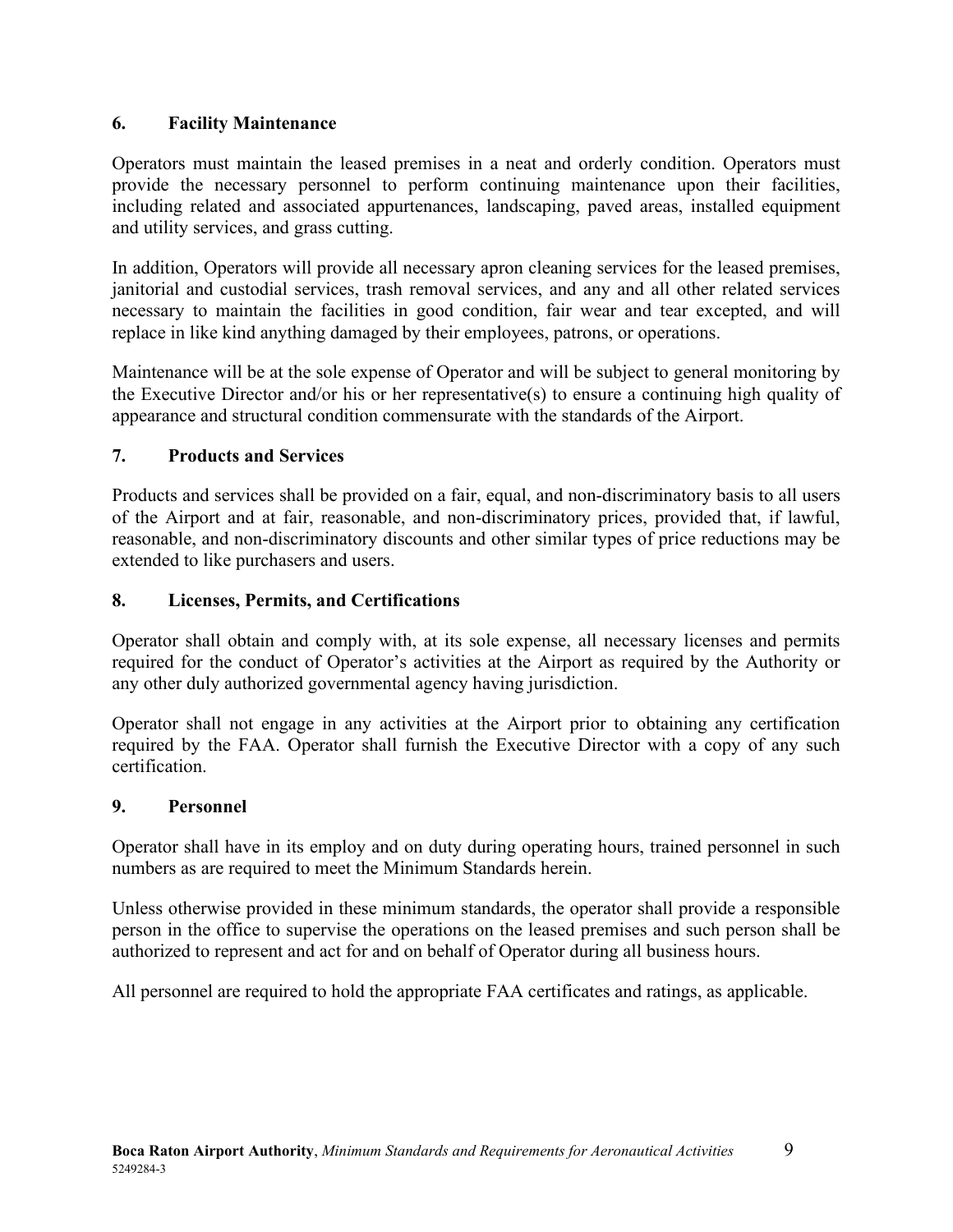## 6. Facility Maintenance

Operators must maintain the leased premises in a neat and orderly condition. Operators must provide the necessary personnel to perform continuing maintenance upon their facilities, including related and associated appurtenances, landscaping, paved areas, installed equipment and utility services, and grass cutting.

In addition, Operators will provide all necessary apron cleaning services for the leased premises, janitorial and custodial services, trash removal services, and any and all other related services necessary to maintain the facilities in good condition, fair wear and tear excepted, and will replace in like kind anything damaged by their employees, patrons, or operations.

Maintenance will be at the sole expense of Operator and will be subject to general monitoring by the Executive Director and/or his or her representative(s) to ensure a continuing high quality of appearance and structural condition commensurate with the standards of the Airport.

## 7. Products and Services

Products and services shall be provided on a fair, equal, and non-discriminatory basis to all users of the Airport and at fair, reasonable, and non-discriminatory prices, provided that, if lawful, reasonable, and non-discriminatory discounts and other similar types of price reductions may be extended to like purchasers and users.

## 8. Licenses, Permits, and Certifications

Operator shall obtain and comply with, at its sole expense, all necessary licenses and permits required for the conduct of Operator's activities at the Airport as required by the Authority or any other duly authorized governmental agency having jurisdiction.

Operator shall not engage in any activities at the Airport prior to obtaining any certification required by the FAA. Operator shall furnish the Executive Director with a copy of any such certification.

## 9. Personnel

Operator shall have in its employ and on duty during operating hours, trained personnel in such numbers as are required to meet the Minimum Standards herein.

Unless otherwise provided in these minimum standards, the operator shall provide a responsible person in the office to supervise the operations on the leased premises and such person shall be authorized to represent and act for and on behalf of Operator during all business hours.

All personnel are required to hold the appropriate FAA certificates and ratings, as applicable.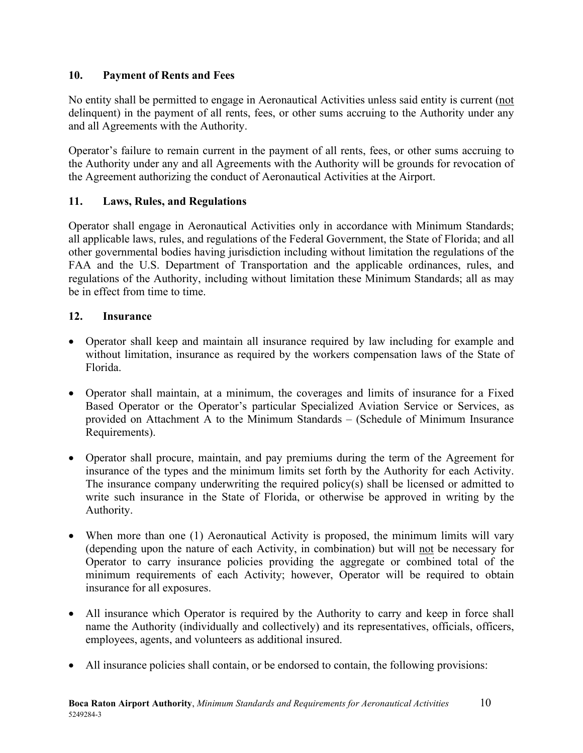## 10. Payment of Rents and Fees

No entity shall be permitted to engage in Aeronautical Activities unless said entity is current (<u>not</u> delinquent) in the payment of all rents, fees, or other sums accruing to the Authority under any and all Agreements with the Authority.

Operator's failure to remain current in the payment of all rents, fees, or other sums accruing to the Authority under any and all Agreements with the Authority will be grounds for revocation of the Agreement authorizing the conduct of Aeronautical Activities at the Airport.

## 11. Laws, Rules, and Regulations

Operator shall engage in Aeronautical Activities only in accordance with Minimum Standards; all applicable laws, rules, and regulations of the Federal Government, the State of Florida; and all other governmental bodies having jurisdiction including without limitation the regulations of the FAA and the U.S. Department of Transportation and the applicable ordinances, rules, and regulations of the Authority, including without limitation these Minimum Standards; all as may be in effect from time to time.

## 12. Insurance

- Operator shall keep and maintain all insurance required by law including for example and without limitation, insurance as required by the workers compensation laws of the State of Florida.
- Operator shall maintain, at a minimum, the coverages and limits of insurance for a Fixed Based Operator or the Operator's particular Specialized Aviation Service or Services, as provided on Attachment A to the Minimum Standards – (Schedule of Minimum Insurance Requirements).
- Operator shall procure, maintain, and pay premiums during the term of the Agreement for insurance of the types and the minimum limits set forth by the Authority for each Activity. The insurance company underwriting the required policy(s) shall be licensed or admitted to write such insurance in the State of Florida, or otherwise be approved in writing by the Authority.
- When more than one (1) Aeronautical Activity is proposed, the minimum limits will vary (depending upon the nature of each Activity, in combination) but will <u>not</u> be necessary for Operator to carry insurance policies providing the aggregate or combined total of the minimum requirements of each Activity; however, Operator will be required to obtain insurance for all exposures.
- All insurance which Operator is required by the Authority to carry and keep in force shall name the Authority (individually and collectively) and its representatives, officials, officers, employees, agents, and volunteers as additional insured.
- All insurance policies shall contain, or be endorsed to contain, the following provisions: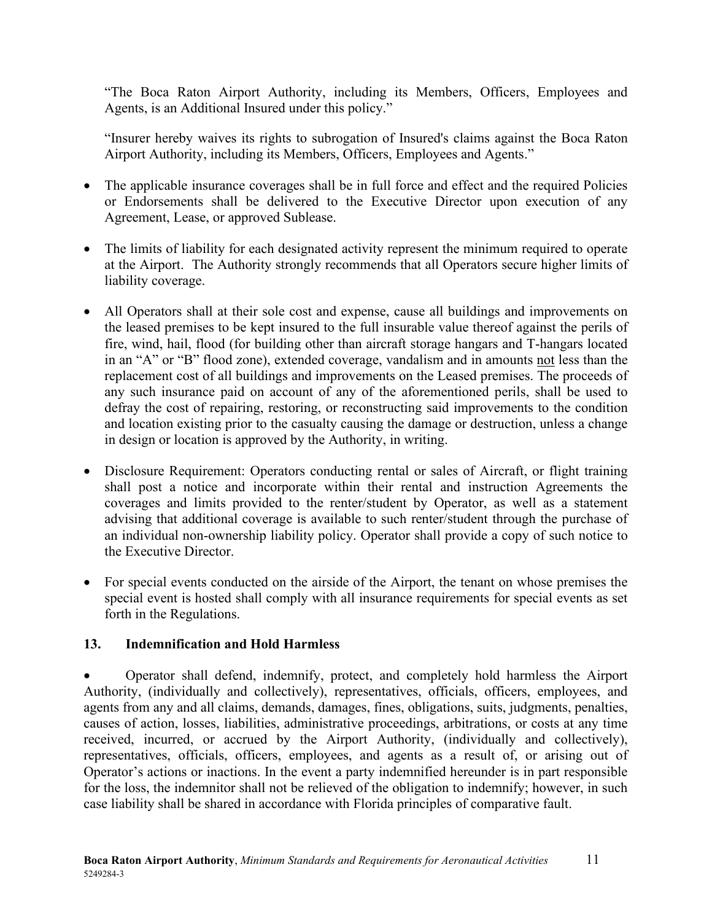"The Boca Raton Airport Authority, including its Members, Officers, Employees and Agents, is an Additional Insured under this policy."

"Insurer hereby waives its rights to subrogation of Insured's claims against the Boca Raton Airport Authority, including its Members, Officers, Employees and Agents."

- The applicable insurance coverages shall be in full force and effect and the required Policies or Endorsements shall be delivered to the Executive Director upon execution of any Agreement, Lease, or approved Sublease.

- The limits of liability for each designated activity represent the minimum required to operate at the Airport. The Authority strongly recommends that all Operators secure higher limits of liability coverage.

- All Operators shall at their sole cost and expense, cause all buildings and improvements on the leased premises to be kept insured to the full insurable value thereof against the perils of fire, wind, hail, flood (for building other than aircraft storage hangars and T-hangars located in an "A" or "B" flood zone), extended coverage, vandalism and in amounts not less than the replacement cost of all buildings and improvements on the Leased premises. The proceeds of any such insurance paid on account of any of the aforementioned perils, shall be used to defray the cost of repairing, restoring, or reconstructing said improvements to the condition and location existing prior to the casualty causing the damage or destruction, unless a change in design or location is approved by the Authority, in writing.

- Disclosure Requirement: Operators conducting rental or sales of Aircraft, or flight training shall post a notice and incorporate within their rental and instruction Agreements the coverages and limits provided to the renter/student by Operator, as well as a statement advising that additional coverage is available to such renter/student through the purchase of an individual non-ownership liability policy. Operator shall provide a copy of such notice to the Executive Director.

- For special events conducted on the airside of the Airport, the tenant on whose premises the special event is hosted shall comply with all insurance requirements for special events as set forth in the Regulations.

## 13. Indemnification and Hold Harmless

- Operator shall defend, indemnify, protect, and completely hold harmless the Airport Authority, (individually and collectively), representatives, officials, officers, employees, and agents from any and all claims, demands, damages, fines, obligations, suits, judgments, penalties, causes of action, losses, liabilities, administrative proceedings, arbitrations, or costs at any time received, incurred, or accrued by the Airport Authority, (individually and collectively), representatives, officials, officers, employees, and agents as a result of, or arising out of Operator's actions or inactions. In the event a party indemnified hereunder is in part responsible for the loss, the indemnitor shall not be relieved of the obligation to indemnify; however, in such case liability shall be shared in accordance with Florida principles of comparative fault.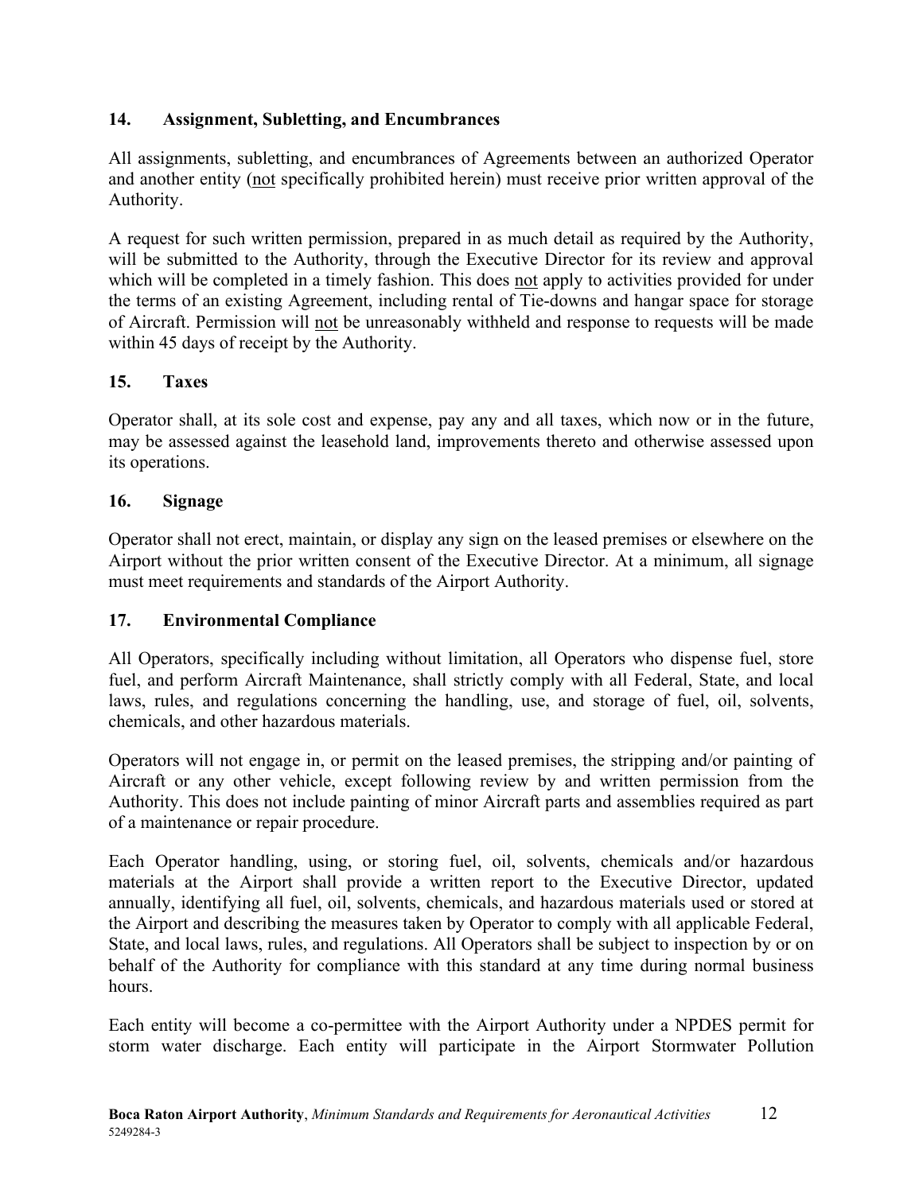## 14. Assignment, Subletting, and Encumbrances

All assignments, subletting, and encumbrances of Agreements between an authorized Operator and another entity (<u>not</u> specifically prohibited herein) must receive prior written approval of the Authority.

A request for such written permission, prepared in as much detail as required by the Authority, will be submitted to the Authority, through the Executive Director for its review and approval which will be completed in a timely fashion. This does <u>not</u> apply to activities provided for under the terms of an existing Agreement, including rental of Tie-downs and hangar space for storage of Aircraft. Permission will <u>not</u> be unreasonably withheld and response to requests will be made within 45 days of receipt by the Authority.

## 15. Taxes

Operator shall, at its sole cost and expense, pay any and all taxes, which now or in the future, may be assessed against the leasehold land, improvements thereto and otherwise assessed upon its operations.

## 16. Signage

Operator shall not erect, maintain, or display any sign on the leased premises or elsewhere on the Airport without the prior written consent of the Executive Director. At a minimum, all signage must meet requirements and standards of the Airport Authority.

## 17. Environmental Compliance

All Operators, specifically including without limitation, all Operators who dispense fuel, store fuel, and perform Aircraft Maintenance, shall strictly comply with all Federal, State, and local laws, rules, and regulations concerning the handling, use, and storage of fuel, oil, solvents, chemicals, and other hazardous materials.

Operators will not engage in, or permit on the leased premises, the stripping and/or painting of Aircraft or any other vehicle, except following review by and written permission from the Authority. This does not include painting of minor Aircraft parts and assemblies required as part of a maintenance or repair procedure.

Each Operator handling, using, or storing fuel, oil, solvents, chemicals and/or hazardous materials at the Airport shall provide a written report to the Executive Director, updated annually, identifying all fuel, oil, solvents, chemicals, and hazardous materials used or stored at the Airport and describing the measures taken by Operator to comply with all applicable Federal, State, and local laws, rules, and regulations. All Operators shall be subject to inspection by or on behalf of the Authority for compliance with this standard at any time during normal business hours.

Each entity will become a co-permittee with the Airport Authority under a NPDES permit for storm water discharge. Each entity will participate in the Airport Stormwater Pollution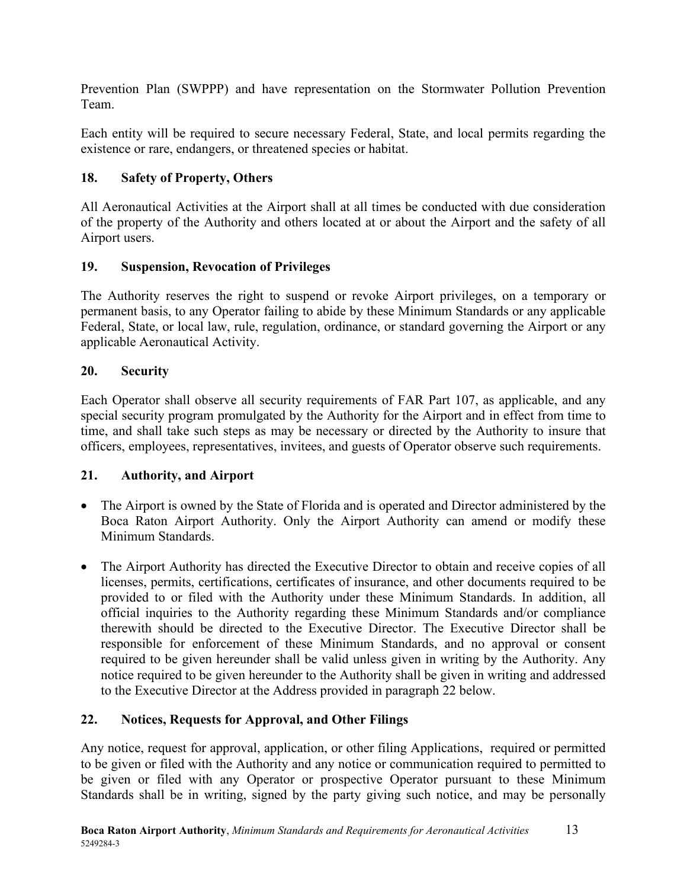Prevention Plan (SWPPP) and have representation on the Stormwater Pollution Prevention Team.

Each entity will be required to secure necessary Federal, State, and local permits regarding the existence or rare, endangers, or threatened species or habitat.

## 18. Safety of Property, Others

All Aeronautical Activities at the Airport shall at all times be conducted with due consideration of the property of the Authority and others located at or about the Airport and the safety of all Airport users.

## 19. Suspension, Revocation of Privileges

The Authority reserves the right to suspend or revoke Airport privileges, on a temporary or permanent basis, to any Operator failing to abide by these Minimum Standards or any applicable Federal, State, or local law, rule, regulation, ordinance, or standard governing the Airport or any applicable Aeronautical Activity.

## 20. Security

Each Operator shall observe all security requirements of FAR Part 107, as applicable, and any special security program promulgated by the Authority for the Airport and in effect from time to time, and shall take such steps as may be necessary or directed by the Authority to insure that officers, employees, representatives, invitees, and guests of Operator observe such requirements.

## 21. Authority, and Airport

- The Airport is owned by the State of Florida and is operated and Director administered by the Boca Raton Airport Authority. Only the Airport Authority can amend or modify these Minimum Standards.
- The Airport Authority has directed the Executive Director to obtain and receive copies of all licenses, permits, certifications, certificates of insurance, and other documents required to be provided to or filed with the Authority under these Minimum Standards. In addition, all official inquiries to the Authority regarding these Minimum Standards and/or compliance therewith should be directed to the Executive Director. The Executive Director shall be responsible for enforcement of these Minimum Standards, and no approval or consent required to be given hereunder shall be valid unless given in writing by the Authority. Any notice required to be given hereunder to the Authority shall be given in writing and addressed to the Executive Director at the Address provided in paragraph 22 below.

## 22. Notices, Requests for Approval, and Other Filings

Any notice, request for approval, application, or other filing Applications, required or permitted to be given or filed with the Authority and any notice or communication required to permitted to be given or filed with any Operator or prospective Operator pursuant to these Minimum Standards shall be in writing, signed by the party giving such notice, and may be personally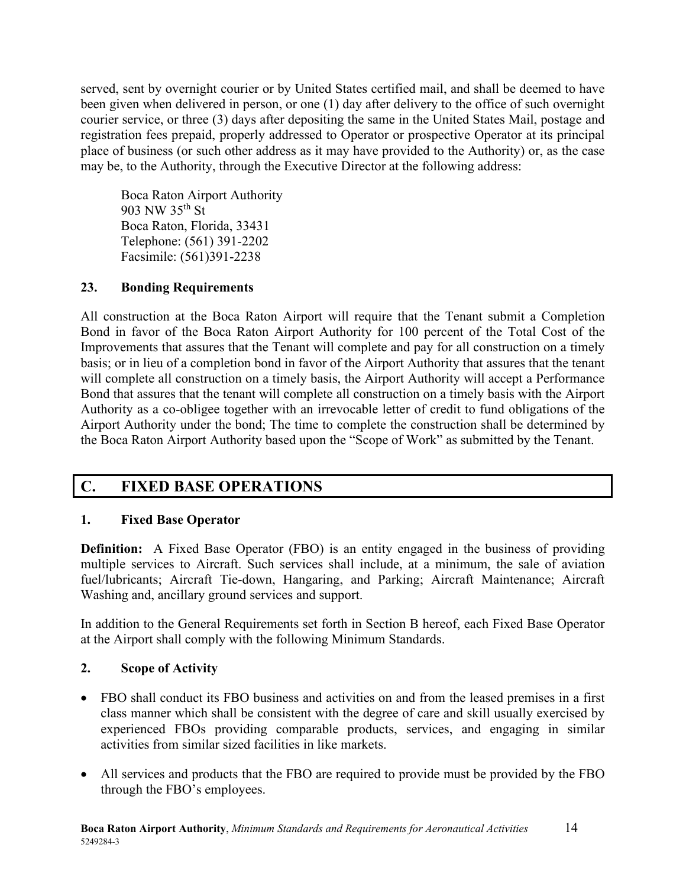served, sent by overnight courier or by United States certified mail, and shall be deemed to have been given when delivered in person, or one (1) day after delivery to the office of such overnight courier service, or three (3) days after depositing the same in the United States Mail, postage and registration fees prepaid, properly addressed to Operator or prospective Operator at its principal place of business (or such other address as it may have provided to the Authority) or, as the case may be, to the Authority, through the Executive Director at the following address:

Boca Raton Airport Authority
903 NW 35th St
Boca Raton, Florida, 33431
Telephone: (561) 391-2202
Facsimile: (561)391-2238

### 23. Bonding Requirements

All construction at the Boca Raton Airport will require that the Tenant submit a Completion Bond in favor of the Boca Raton Airport Authority for 100 percent of the Total Cost of the Improvements that assures that the Tenant will complete and pay for all construction on a timely basis; or in lieu of a completion bond in favor of the Airport Authority that assures that the tenant will complete all construction on a timely basis, the Airport Authority will accept a Performance Bond that assures that the tenant will complete all construction on a timely basis with the Airport Authority as a co-obligee together with an irrevocable letter of credit to fund obligations of the Airport Authority under the bond; The time to complete the construction shall be determined by the Boca Raton Airport Authority based upon the "Scope of Work" as submitted by the Tenant.

## C. FIXED BASE OPERATIONS

### 1. Fixed Base Operator

**Definition:** A Fixed Base Operator (FBO) is an entity engaged in the business of providing multiple services to Aircraft. Such services shall include, at a minimum, the sale of aviation fuel/lubricants; Aircraft Tie-down, Hangaring, and Parking; Aircraft Maintenance; Aircraft Washing and, ancillary ground services and support.

In addition to the General Requirements set forth in Section B hereof, each Fixed Base Operator at the Airport shall comply with the following Minimum Standards.

### 2. Scope of Activity

- FBO shall conduct its FBO business and activities on and from the leased premises in a first class manner which shall be consistent with the degree of care and skill usually exercised by experienced FBOs providing comparable products, services, and engaging in similar activities from similar sized facilities in like markets.
- All services and products that the FBO are required to provide must be provided by the FBO through the FBO's employees.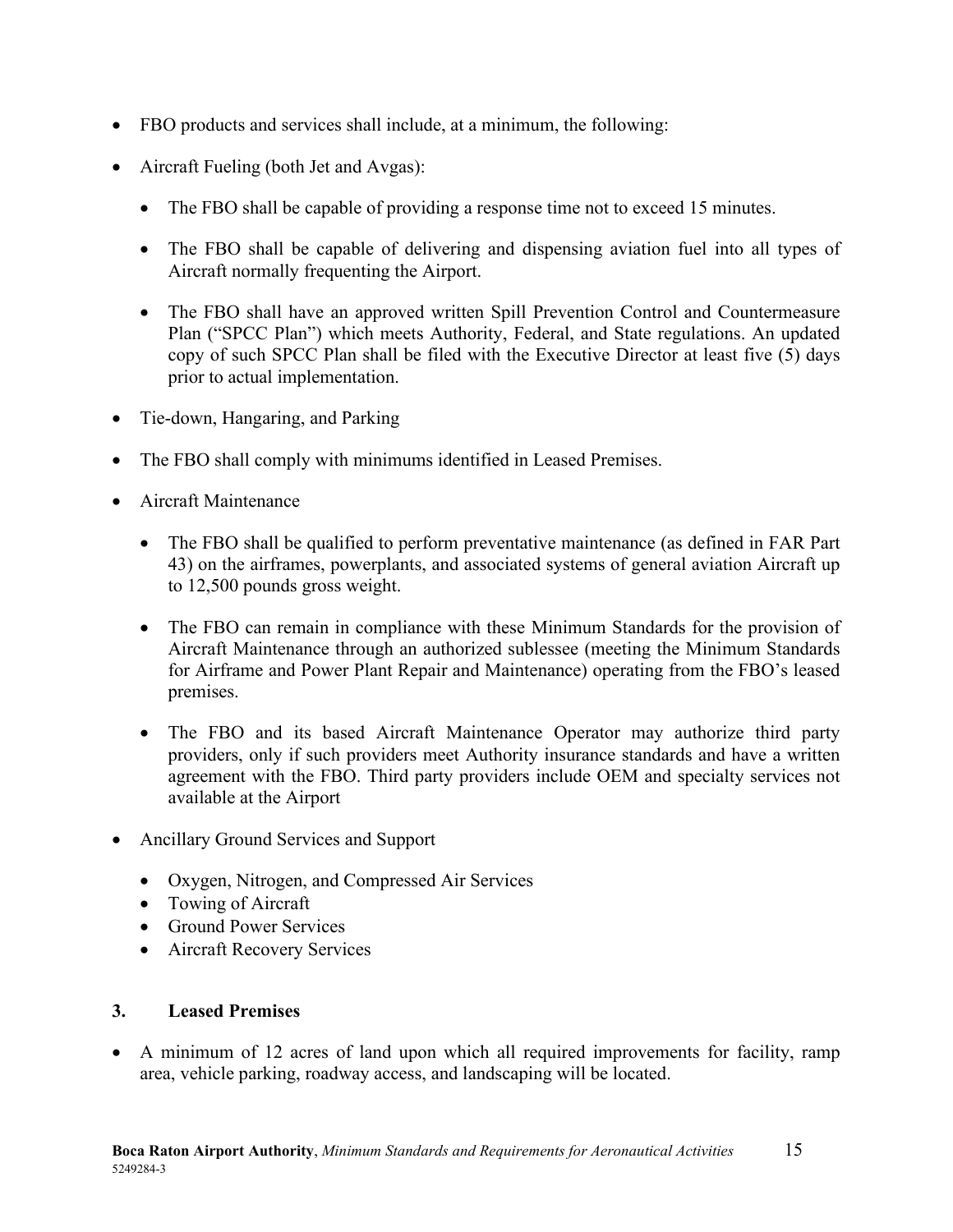- FBO products and services shall include, at a minimum, the following:
- Aircraft Fueling (both Jet and Avgas):
  - The FBO shall be capable of providing a response time not to exceed 15 minutes.
  - The FBO shall be capable of delivering and dispensing aviation fuel into all types of Aircraft normally frequenting the Airport.
  - The FBO shall have an approved written Spill Prevention Control and Countermeasure Plan ("SPCC Plan") which meets Authority, Federal, and State regulations. An updated copy of such SPCC Plan shall be filed with the Executive Director at least five (5) days prior to actual implementation.
- Tie-down, Hangaring, and Parking
- The FBO shall comply with minimums identified in Leased Premises.
- Aircraft Maintenance
  - The FBO shall be qualified to perform preventative maintenance (as defined in FAR Part 43) on the airframes, powerplants, and associated systems of general aviation Aircraft up to 12,500 pounds gross weight.
  - The FBO can remain in compliance with these Minimum Standards for the provision of Aircraft Maintenance through an authorized sublessee (meeting the Minimum Standards for Airframe and Power Plant Repair and Maintenance) operating from the FBO's leased premises.
  - The FBO and its based Aircraft Maintenance Operator may authorize third party providers, only if such providers meet Authority insurance standards and have a written agreement with the FBO. Third party providers include OEM and specialty services not available at the Airport
- Ancillary Ground Services and Support
  - Oxygen, Nitrogen, and Compressed Air Services
  - Towing of Aircraft
  - Ground Power Services
  - Aircraft Recovery Services

### 3. Leased Premises

- A minimum of 12 acres of land upon which all required improvements for facility, ramp area, vehicle parking, roadway access, and landscaping will be located.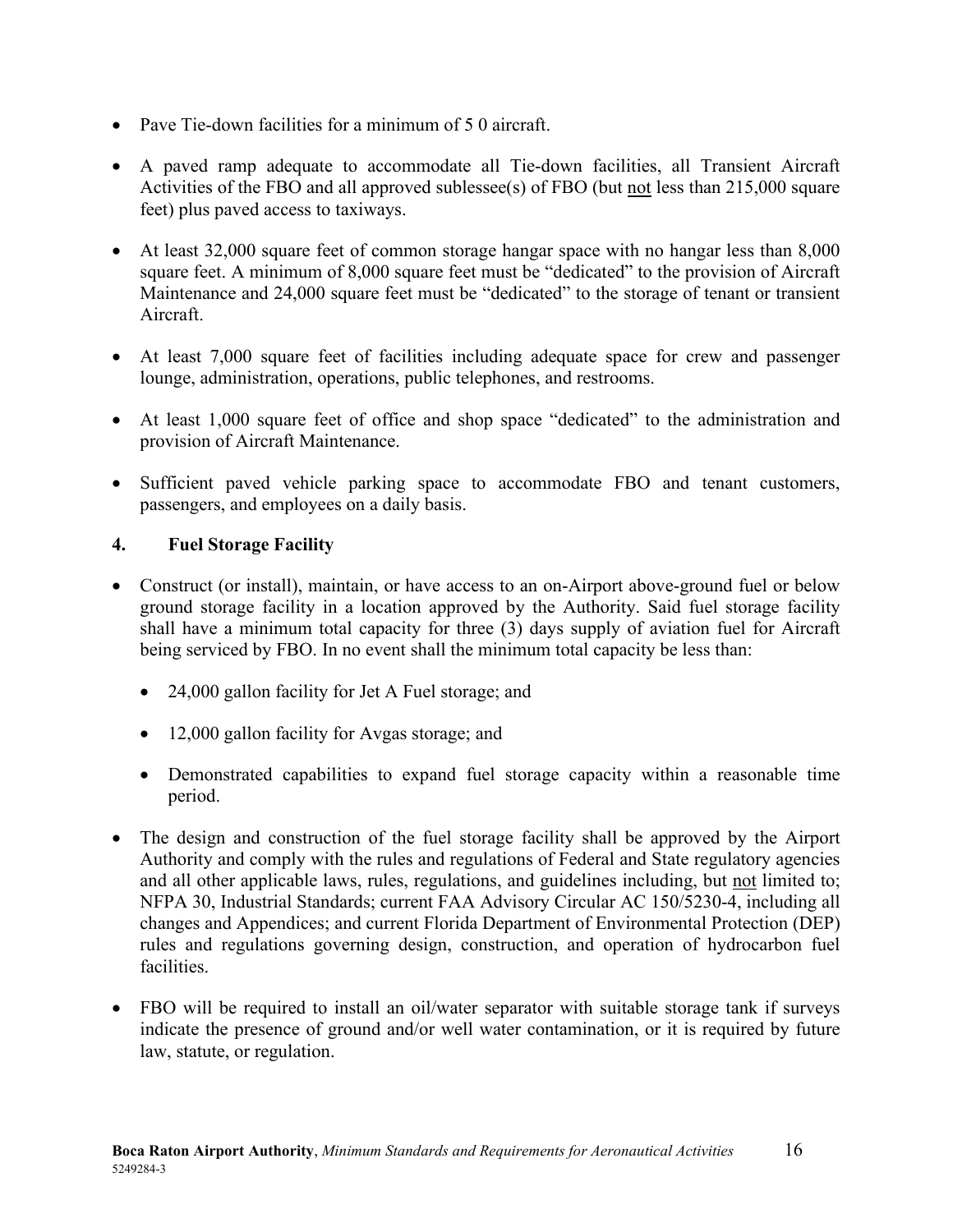- Pave Tie-down facilities for a minimum of 5 0 aircraft.
- A paved ramp adequate to accommodate all Tie-down facilities, all Transient Aircraft Activities of the FBO and all approved sublessee(s) of FBO (but not less than 215,000 square feet) plus paved access to taxiways.
- At least 32,000 square feet of common storage hangar space with no hangar less than 8,000 square feet. A minimum of 8,000 square feet must be "dedicated" to the provision of Aircraft Maintenance and 24,000 square feet must be "dedicated" to the storage of tenant or transient Aircraft.
- At least 7,000 square feet of facilities including adequate space for crew and passenger lounge, administration, operations, public telephones, and restrooms.
- At least 1,000 square feet of office and shop space "dedicated" to the administration and provision of Aircraft Maintenance.
- Sufficient paved vehicle parking space to accommodate FBO and tenant customers, passengers, and employees on a daily basis.

**4. Fuel Storage Facility**

- Construct (or install), maintain, or have access to an on-Airport above-ground fuel or below ground storage facility in a location approved by the Authority. Said fuel storage facility shall have a minimum total capacity for three (3) days supply of aviation fuel for Aircraft being serviced by FBO. In no event shall the minimum total capacity be less than:
  - 24,000 gallon facility for Jet A Fuel storage; and
  - 12,000 gallon facility for Avgas storage; and
  - Demonstrated capabilities to expand fuel storage capacity within a reasonable time period.
- The design and construction of the fuel storage facility shall be approved by the Airport Authority and comply with the rules and regulations of Federal and State regulatory agencies and all other applicable laws, rules, regulations, and guidelines including, but not limited to; NFPA 30, Industrial Standards; current FAA Advisory Circular AC 150/5230-4, including all changes and Appendices; and current Florida Department of Environmental Protection (DEP) rules and regulations governing design, construction, and operation of hydrocarbon fuel facilities.
- FBO will be required to install an oil/water separator with suitable storage tank if surveys indicate the presence of ground and/or well water contamination, or it is required by future law, statute, or regulation.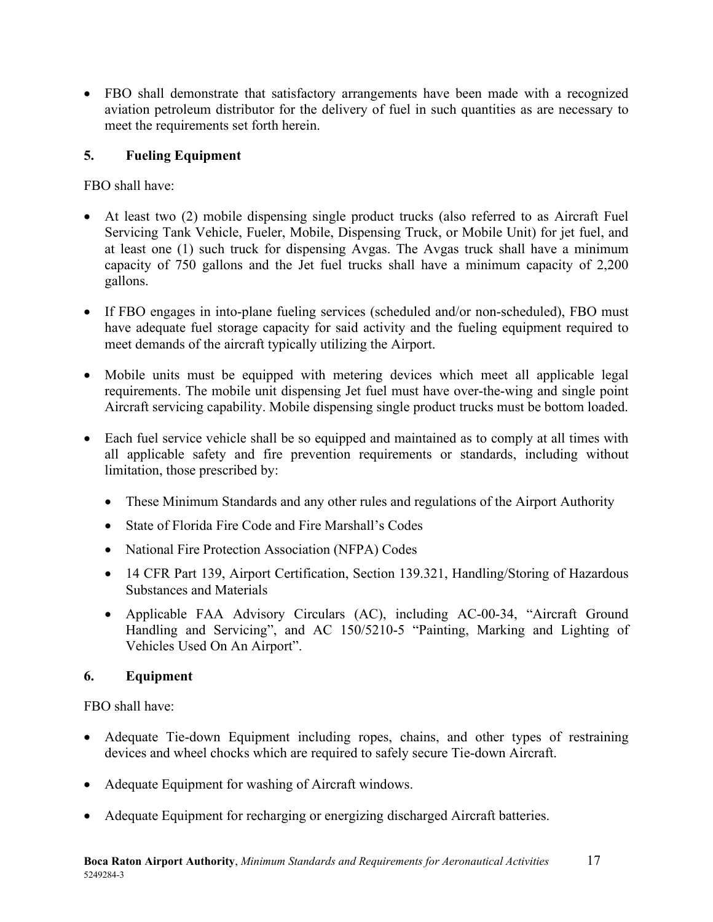- FBO shall demonstrate that satisfactory arrangements have been made with a recognized aviation petroleum distributor for the delivery of fuel in such quantities as are necessary to meet the requirements set forth herein.

### 5. Fueling Equipment

FBO shall have:

- At least two (2) mobile dispensing single product trucks (also referred to as Aircraft Fuel Servicing Tank Vehicle, Fueler, Mobile, Dispensing Truck, or Mobile Unit) for jet fuel, and at least one (1) such truck for dispensing Avgas. The Avgas truck shall have a minimum capacity of 750 gallons and the Jet fuel trucks shall have a minimum capacity of 2,200 gallons.
- If FBO engages in into-plane fueling services (scheduled and/or non-scheduled), FBO must have adequate fuel storage capacity for said activity and the fueling equipment required to meet demands of the aircraft typically utilizing the Airport.
- Mobile units must be equipped with metering devices which meet all applicable legal requirements. The mobile unit dispensing Jet fuel must have over-the-wing and single point Aircraft servicing capability. Mobile dispensing single product trucks must be bottom loaded.
- Each fuel service vehicle shall be so equipped and maintained as to comply at all times with all applicable safety and fire prevention requirements or standards, including without limitation, those prescribed by:
  - These Minimum Standards and any other rules and regulations of the Airport Authority
  - State of Florida Fire Code and Fire Marshall's Codes
  - National Fire Protection Association (NFPA) Codes
  - 14 CFR Part 139, Airport Certification, Section 139.321, Handling/Storing of Hazardous Substances and Materials
  - Applicable FAA Advisory Circulars (AC), including AC-00-34, "Aircraft Ground Handling and Servicing", and AC 150/5210-5 "Painting, Marking and Lighting of Vehicles Used On An Airport".

### 6. Equipment

FBO shall have:

- Adequate Tie-down Equipment including ropes, chains, and other types of restraining devices and wheel chocks which are required to safely secure Tie-down Aircraft.
- Adequate Equipment for washing of Aircraft windows.
- Adequate Equipment for recharging or energizing discharged Aircraft batteries.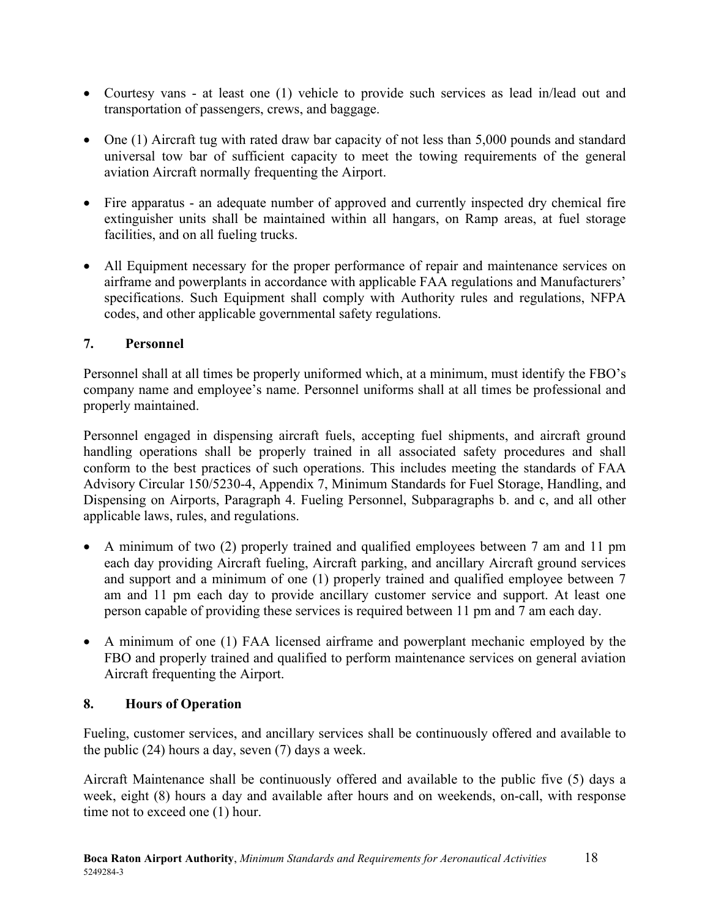- Courtesy vans - at least one (1) vehicle to provide such services as lead in/lead out and transportation of passengers, crews, and baggage.
- One (1) Aircraft tug with rated draw bar capacity of not less than 5,000 pounds and standard universal tow bar of sufficient capacity to meet the towing requirements of the general aviation Aircraft normally frequenting the Airport.
- Fire apparatus - an adequate number of approved and currently inspected dry chemical fire extinguisher units shall be maintained within all hangars, on Ramp areas, at fuel storage facilities, and on all fueling trucks.
- All Equipment necessary for the proper performance of repair and maintenance services on airframe and powerplants in accordance with applicable FAA regulations and Manufacturers' specifications. Such Equipment shall comply with Authority rules and regulations, NFPA codes, and other applicable governmental safety regulations.

## 7. Personnel

Personnel shall at all times be properly uniformed which, at a minimum, must identify the FBO's company name and employee's name. Personnel uniforms shall at all times be professional and properly maintained.

Personnel engaged in dispensing aircraft fuels, accepting fuel shipments, and aircraft ground handling operations shall be properly trained in all associated safety procedures and shall conform to the best practices of such operations. This includes meeting the standards of FAA Advisory Circular 150/5230-4, Appendix 7, Minimum Standards for Fuel Storage, Handling, and Dispensing on Airports, Paragraph 4. Fueling Personnel, Subparagraphs b. and c, and all other applicable laws, rules, and regulations.

- A minimum of two (2) properly trained and qualified employees between 7 am and 11 pm each day providing Aircraft fueling, Aircraft parking, and ancillary Aircraft ground services and support and a minimum of one (1) properly trained and qualified employee between 7 am and 11 pm each day to provide ancillary customer service and support. At least one person capable of providing these services is required between 11 pm and 7 am each day.
- A minimum of one (1) FAA licensed airframe and powerplant mechanic employed by the FBO and properly trained and qualified to perform maintenance services on general aviation Aircraft frequenting the Airport.

## 8. Hours of Operation

Fueling, customer services, and ancillary services shall be continuously offered and available to the public (24) hours a day, seven (7) days a week.

Aircraft Maintenance shall be continuously offered and available to the public five (5) days a week, eight (8) hours a day and available after hours and on weekends, on-call, with response time not to exceed one (1) hour.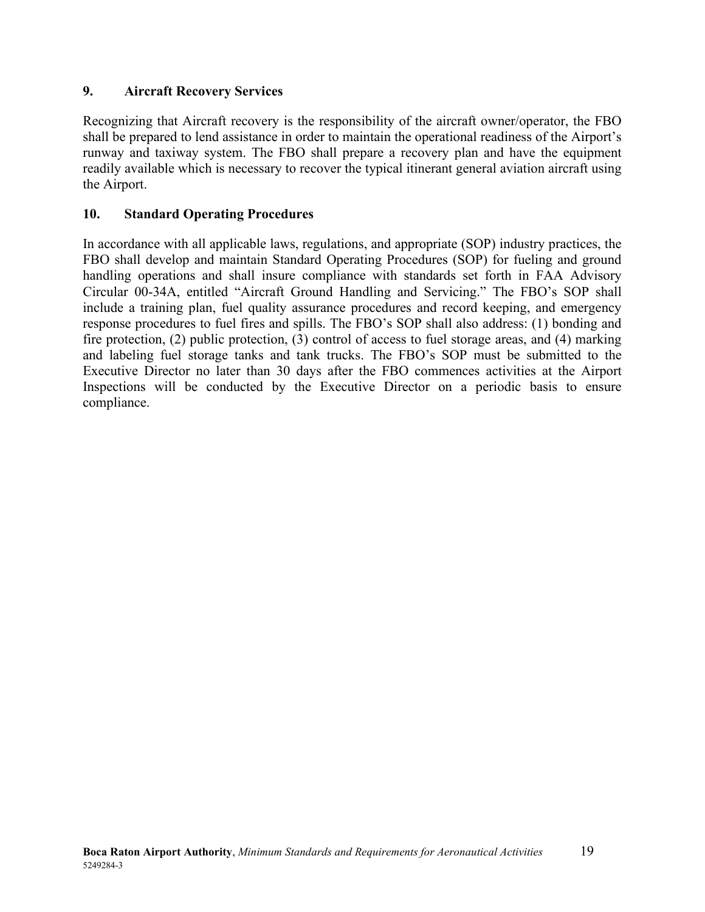## 9. Aircraft Recovery Services

Recognizing that Aircraft recovery is the responsibility of the aircraft owner/operator, the FBO shall be prepared to lend assistance in order to maintain the operational readiness of the Airport's runway and taxiway system. The FBO shall prepare a recovery plan and have the equipment readily available which is necessary to recover the typical itinerant general aviation aircraft using the Airport.

## 10. Standard Operating Procedures

In accordance with all applicable laws, regulations, and appropriate (SOP) industry practices, the FBO shall develop and maintain Standard Operating Procedures (SOP) for fueling and ground handling operations and shall insure compliance with standards set forth in FAA Advisory Circular 00-34A, entitled "Aircraft Ground Handling and Servicing." The FBO's SOP shall include a training plan, fuel quality assurance procedures and record keeping, and emergency response procedures to fuel fires and spills. The FBO's SOP shall also address: (1) bonding and fire protection, (2) public protection, (3) control of access to fuel storage areas, and (4) marking and labeling fuel storage tanks and tank trucks. The FBO's SOP must be submitted to the Executive Director no later than 30 days after the FBO commences activities at the Airport Inspections will be conducted by the Executive Director on a periodic basis to ensure compliance.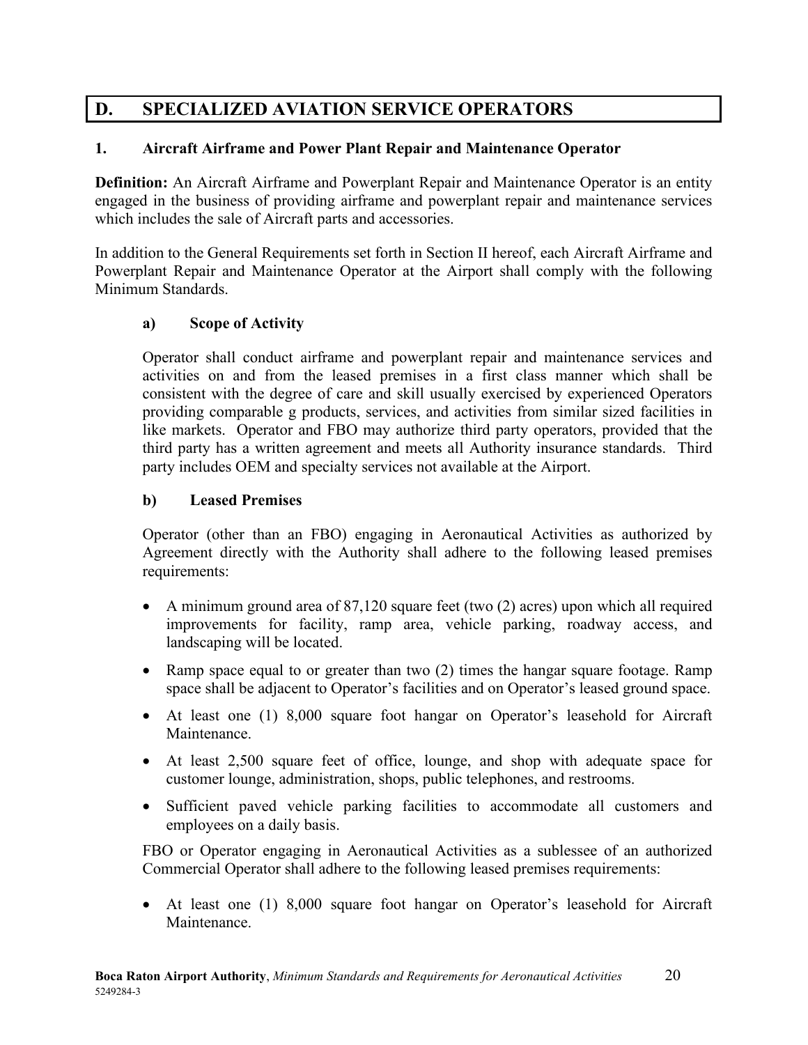## D. SPECIALIZED AVIATION SERVICE OPERATORS

### 1. Aircraft Airframe and Power Plant Repair and Maintenance Operator

**Definition:** An Aircraft Airframe and Powerplant Repair and Maintenance Operator is an entity engaged in the business of providing airframe and powerplant repair and maintenance services which includes the sale of Aircraft parts and accessories.

In addition to the General Requirements set forth in Section II hereof, each Aircraft Airframe and Powerplant Repair and Maintenance Operator at the Airport shall comply with the following Minimum Standards.

#### a) Scope of Activity

Operator shall conduct airframe and powerplant repair and maintenance services and activities on and from the leased premises in a first class manner which shall be consistent with the degree of care and skill usually exercised by experienced Operators providing comparable g products, services, and activities from similar sized facilities in like markets. Operator and FBO may authorize third party operators, provided that the third party has a written agreement and meets all Authority insurance standards. Third party includes OEM and specialty services not available at the Airport.

#### b) Leased Premises

Operator (other than an FBO) engaging in Aeronautical Activities as authorized by Agreement directly with the Authority shall adhere to the following leased premises requirements:

- A minimum ground area of 87,120 square feet (two (2) acres) upon which all required improvements for facility, ramp area, vehicle parking, roadway access, and landscaping will be located.
- Ramp space equal to or greater than two (2) times the hangar square footage. Ramp space shall be adjacent to Operator's facilities and on Operator's leased ground space.
- At least one (1) 8,000 square foot hangar on Operator's leasehold for Aircraft Maintenance.
- At least 2,500 square feet of office, lounge, and shop with adequate space for customer lounge, administration, shops, public telephones, and restrooms.
- Sufficient paved vehicle parking facilities to accommodate all customers and employees on a daily basis.

FBO or Operator engaging in Aeronautical Activities as a sublessee of an authorized Commercial Operator shall adhere to the following leased premises requirements:

- At least one (1) 8,000 square foot hangar on Operator's leasehold for Aircraft Maintenance.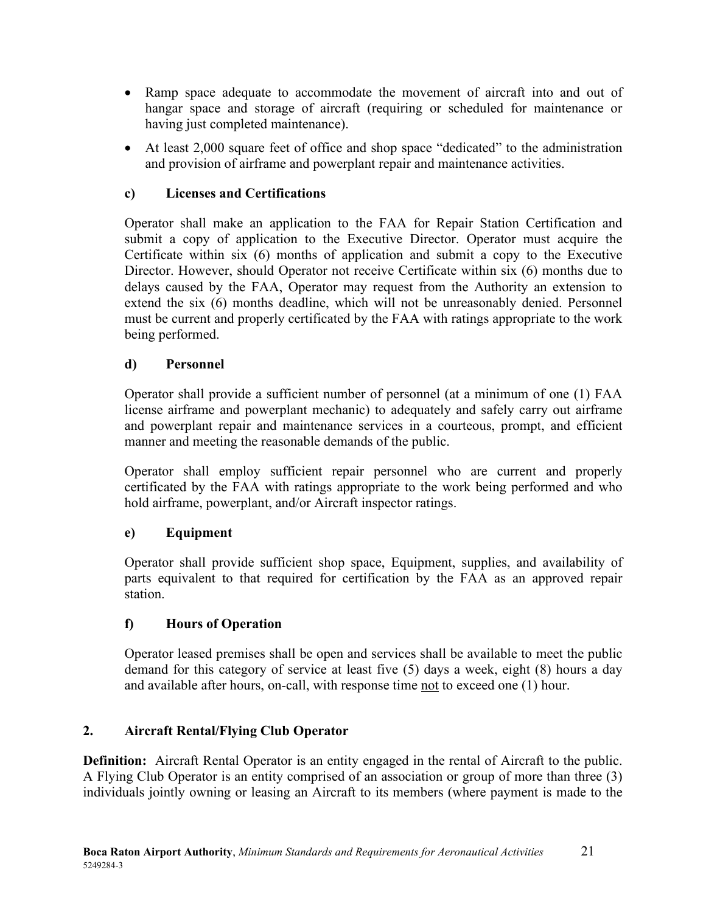- Ramp space adequate to accommodate the movement of aircraft into and out of hangar space and storage of aircraft (requiring or scheduled for maintenance or having just completed maintenance).
- At least 2,000 square feet of office and shop space "dedicated" to the administration and provision of airframe and powerplant repair and maintenance activities.

**c) Licenses and Certifications**

Operator shall make an application to the FAA for Repair Station Certification and submit a copy of application to the Executive Director. Operator must acquire the Certificate within six (6) months of application and submit a copy to the Executive Director. However, should Operator not receive Certificate within six (6) months due to delays caused by the FAA, Operator may request from the Authority an extension to extend the six (6) months deadline, which will not be unreasonably denied. Personnel must be current and properly certificated by the FAA with ratings appropriate to the work being performed.

**d) Personnel**

Operator shall provide a sufficient number of personnel (at a minimum of one (1) FAA license airframe and powerplant mechanic) to adequately and safely carry out airframe and powerplant repair and maintenance services in a courteous, prompt, and efficient manner and meeting the reasonable demands of the public.

Operator shall employ sufficient repair personnel who are current and properly certificated by the FAA with ratings appropriate to the work being performed and who hold airframe, powerplant, and/or Aircraft inspector ratings.

**e) Equipment**

Operator shall provide sufficient shop space, Equipment, supplies, and availability of parts equivalent to that required for certification by the FAA as an approved repair station.

**f) Hours of Operation**

Operator leased premises shall be open and services shall be available to meet the public demand for this category of service at least five (5) days a week, eight (8) hours a day and available after hours, on-call, with response time <u>not</u> to exceed one (1) hour.

## 2. Aircraft Rental/Flying Club Operator

**Definition:** Aircraft Rental Operator is an entity engaged in the rental of Aircraft to the public. A Flying Club Operator is an entity comprised of an association or group of more than three (3) individuals jointly owning or leasing an Aircraft to its members (where payment is made to the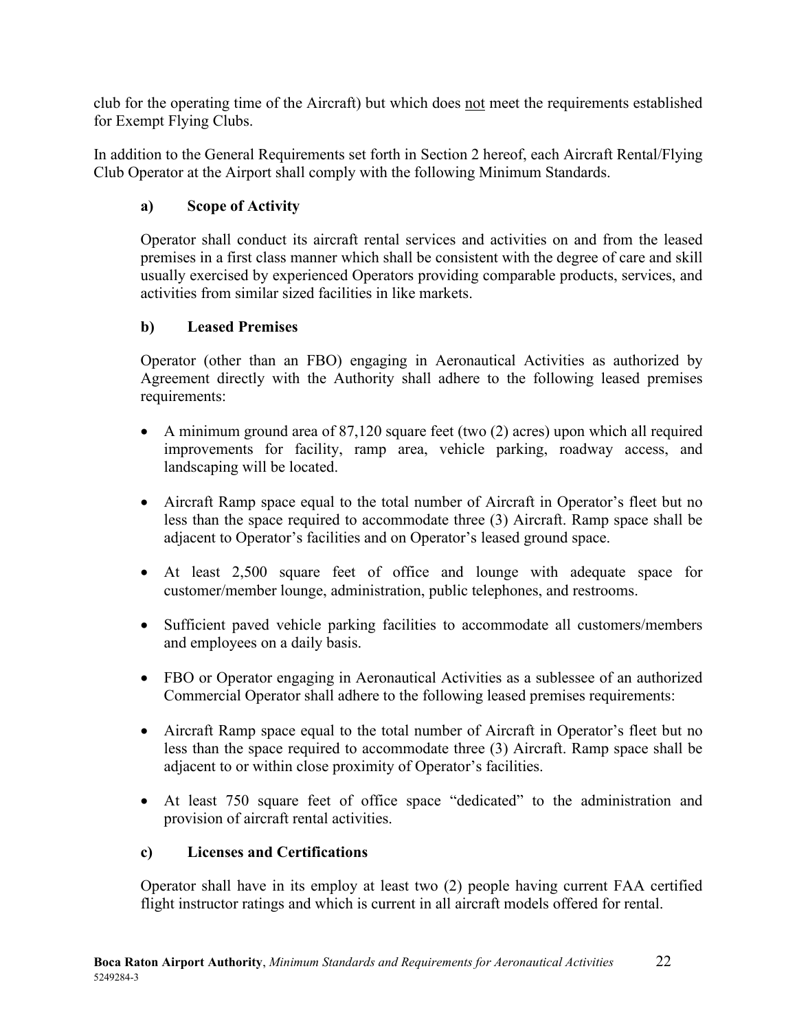club for the operating time of the Aircraft) but which does not meet the requirements established for Exempt Flying Clubs.

In addition to the General Requirements set forth in Section 2 hereof, each Aircraft Rental/Flying Club Operator at the Airport shall comply with the following Minimum Standards.

**a) Scope of Activity**

Operator shall conduct its aircraft rental services and activities on and from the leased premises in a first class manner which shall be consistent with the degree of care and skill usually exercised by experienced Operators providing comparable products, services, and activities from similar sized facilities in like markets.

**b) Leased Premises**

Operator (other than an FBO) engaging in Aeronautical Activities as authorized by Agreement directly with the Authority shall adhere to the following leased premises requirements:

- A minimum ground area of 87,120 square feet (two (2) acres) upon which all required improvements for facility, ramp area, vehicle parking, roadway access, and landscaping will be located.
- Aircraft Ramp space equal to the total number of Aircraft in Operator's fleet but no less than the space required to accommodate three (3) Aircraft. Ramp space shall be adjacent to Operator's facilities and on Operator's leased ground space.
- At least 2,500 square feet of office and lounge with adequate space for customer/member lounge, administration, public telephones, and restrooms.
- Sufficient paved vehicle parking facilities to accommodate all customers/members and employees on a daily basis.
- FBO or Operator engaging in Aeronautical Activities as a sublessee of an authorized Commercial Operator shall adhere to the following leased premises requirements:
- Aircraft Ramp space equal to the total number of Aircraft in Operator's fleet but no less than the space required to accommodate three (3) Aircraft. Ramp space shall be adjacent to or within close proximity of Operator's facilities.
- At least 750 square feet of office space "dedicated" to the administration and provision of aircraft rental activities.

**c) Licenses and Certifications**

Operator shall have in its employ at least two (2) people having current FAA certified flight instructor ratings and which is current in all aircraft models offered for rental.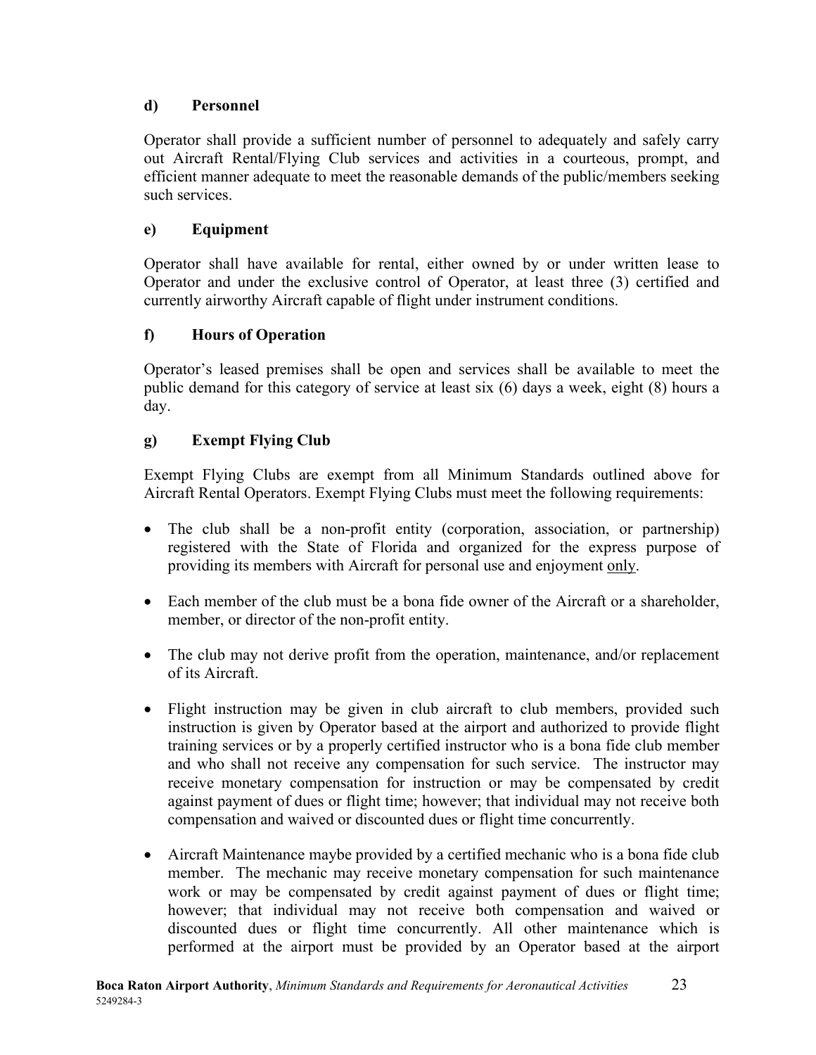### d) Personnel

Operator shall provide a sufficient number of personnel to adequately and safely carry out Aircraft Rental/Flying Club services and activities in a courteous, prompt, and efficient manner adequate to meet the reasonable demands of the public/members seeking such services.

### e) Equipment

Operator shall have available for rental, either owned by or under written lease to Operator and under the exclusive control of Operator, at least three (3) certified and currently airworthy Aircraft capable of flight under instrument conditions.

### f) Hours of Operation

Operator's leased premises shall be open and services shall be available to meet the public demand for this category of service at least six (6) days a week, eight (8) hours a day.

### g) Exempt Flying Club

Exempt Flying Clubs are exempt from all Minimum Standards outlined above for Aircraft Rental Operators. Exempt Flying Clubs must meet the following requirements:

- The club shall be a non-profit entity (corporation, association, or partnership) registered with the State of Florida and organized for the express purpose of providing its members with Aircraft for personal use and enjoyment <u>only</u>.
- Each member of the club must be a bona fide owner of the Aircraft or a shareholder, member, or director of the non-profit entity.
- The club may not derive profit from the operation, maintenance, and/or replacement of its Aircraft.
- Flight instruction may be given in club aircraft to club members, provided such instruction is given by Operator based at the airport and authorized to provide flight training services or by a properly certified instructor who is a bona fide club member and who shall not receive any compensation for such service. The instructor may receive monetary compensation for instruction or may be compensated by credit against payment of dues or flight time; however; that individual may not receive both compensation and waived or discounted dues or flight time concurrently.
- Aircraft Maintenance maybe provided by a certified mechanic who is a bona fide club member. The mechanic may receive monetary compensation for such maintenance work or may be compensated by credit against payment of dues or flight time; however; that individual may not receive both compensation and waived or discounted dues or flight time concurrently. All other maintenance which is performed at the airport must be provided by an Operator based at the airport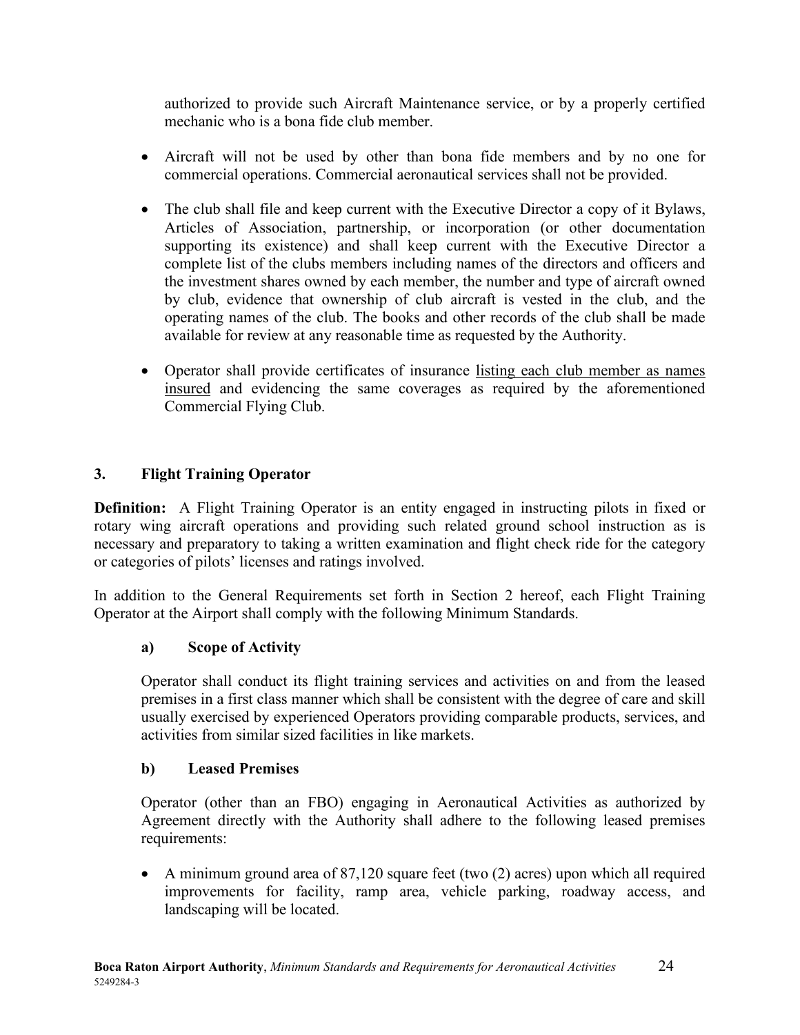authorized to provide such Aircraft Maintenance service, or by a properly certified mechanic who is a bona fide club member.

- Aircraft will not be used by other than bona fide members and by no one for commercial operations. Commercial aeronautical services shall not be provided.
- The club shall file and keep current with the Executive Director a copy of it Bylaws, Articles of Association, partnership, or incorporation (or other documentation supporting its existence) and shall keep current with the Executive Director a complete list of the clubs members including names of the directors and officers and the investment shares owned by each member, the number and type of aircraft owned by club, evidence that ownership of club aircraft is vested in the club, and the operating names of the club. The books and other records of the club shall be made available for review at any reasonable time as requested by the Authority.
- Operator shall provide certificates of insurance <u>listing each club member as names insured</u> and evidencing the same coverages as required by the aforementioned Commercial Flying Club.

### 3. Flight Training Operator

**Definition:** A Flight Training Operator is an entity engaged in instructing pilots in fixed or rotary wing aircraft operations and providing such related ground school instruction as is necessary and preparatory to taking a written examination and flight check ride for the category or categories of pilots' licenses and ratings involved.

In addition to the General Requirements set forth in Section 2 hereof, each Flight Training Operator at the Airport shall comply with the following Minimum Standards.

#### a) Scope of Activity

Operator shall conduct its flight training services and activities on and from the leased premises in a first class manner which shall be consistent with the degree of care and skill usually exercised by experienced Operators providing comparable products, services, and activities from similar sized facilities in like markets.

#### b) Leased Premises

Operator (other than an FBO) engaging in Aeronautical Activities as authorized by Agreement directly with the Authority shall adhere to the following leased premises requirements:

- A minimum ground area of 87,120 square feet (two (2) acres) upon which all required improvements for facility, ramp area, vehicle parking, roadway access, and landscaping will be located.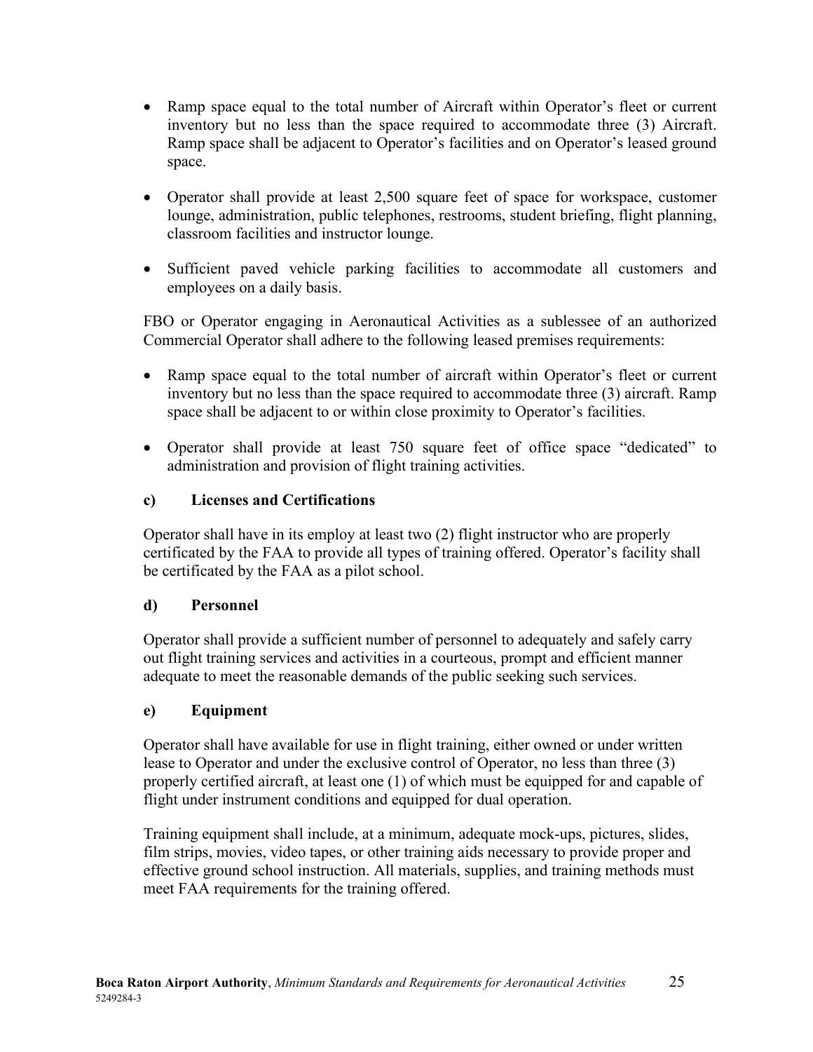- Ramp space equal to the total number of Aircraft within Operator's fleet or current inventory but no less than the space required to accommodate three (3) Aircraft. Ramp space shall be adjacent to Operator's facilities and on Operator's leased ground space.
- Operator shall provide at least 2,500 square feet of space for workspace, customer lounge, administration, public telephones, restrooms, student briefing, flight planning, classroom facilities and instructor lounge.
- Sufficient paved vehicle parking facilities to accommodate all customers and employees on a daily basis.

FBO or Operator engaging in Aeronautical Activities as a sublessee of an authorized Commercial Operator shall adhere to the following leased premises requirements:

- Ramp space equal to the total number of aircraft within Operator's fleet or current inventory but no less than the space required to accommodate three (3) aircraft. Ramp space shall be adjacent to or within close proximity to Operator's facilities.
- Operator shall provide at least 750 square feet of office space "dedicated" to administration and provision of flight training activities.

**c) Licenses and Certifications**

Operator shall have in its employ at least two (2) flight instructor who are properly certificated by the FAA to provide all types of training offered. Operator's facility shall be certificated by the FAA as a pilot school.

**d) Personnel**

Operator shall provide a sufficient number of personnel to adequately and safely carry out flight training services and activities in a courteous, prompt and efficient manner adequate to meet the reasonable demands of the public seeking such services.

**e) Equipment**

Operator shall have available for use in flight training, either owned or under written lease to Operator and under the exclusive control of Operator, no less than three (3) properly certified aircraft, at least one (1) of which must be equipped for and capable of flight under instrument conditions and equipped for dual operation.

Training equipment shall include, at a minimum, adequate mock-ups, pictures, slides, film strips, movies, video tapes, or other training aids necessary to provide proper and effective ground school instruction. All materials, supplies, and training methods must meet FAA requirements for the training offered.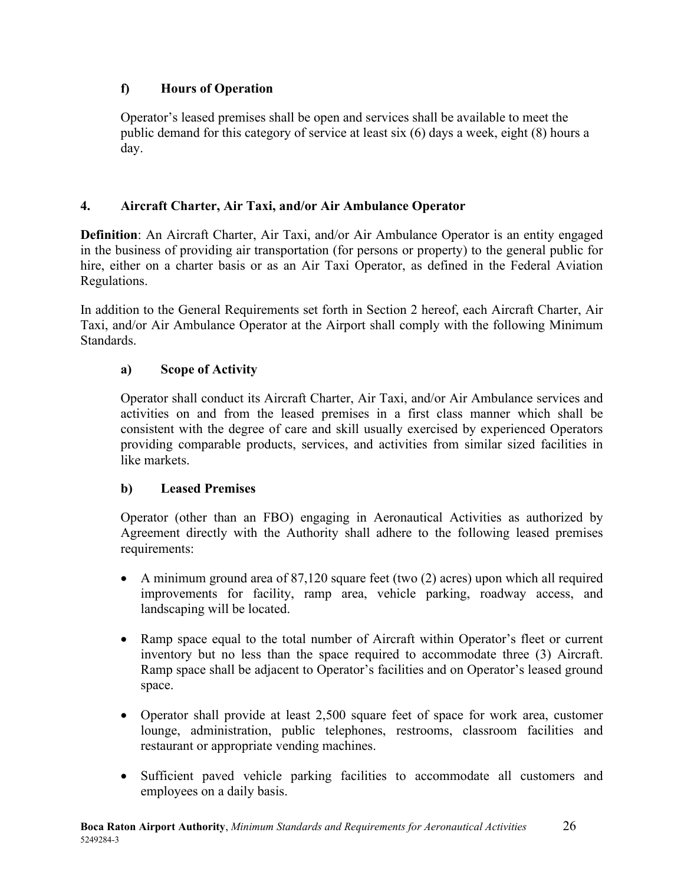### f) Hours of Operation

Operator's leased premises shall be open and services shall be available to meet the public demand for this category of service at least six (6) days a week, eight (8) hours a day.

## 4. Aircraft Charter, Air Taxi, and/or Air Ambulance Operator

**Definition**: An Aircraft Charter, Air Taxi, and/or Air Ambulance Operator is an entity engaged in the business of providing air transportation (for persons or property) to the general public for hire, either on a charter basis or as an Air Taxi Operator, as defined in the Federal Aviation Regulations.

In addition to the General Requirements set forth in Section 2 hereof, each Aircraft Charter, Air Taxi, and/or Air Ambulance Operator at the Airport shall comply with the following Minimum Standards.

### a) Scope of Activity

Operator shall conduct its Aircraft Charter, Air Taxi, and/or Air Ambulance services and activities on and from the leased premises in a first class manner which shall be consistent with the degree of care and skill usually exercised by experienced Operators providing comparable products, services, and activities from similar sized facilities in like markets.

### b) Leased Premises

Operator (other than an FBO) engaging in Aeronautical Activities as authorized by Agreement directly with the Authority shall adhere to the following leased premises requirements:

- A minimum ground area of 87,120 square feet (two (2) acres) upon which all required improvements for facility, ramp area, vehicle parking, roadway access, and landscaping will be located.
- Ramp space equal to the total number of Aircraft within Operator's fleet or current inventory but no less than the space required to accommodate three (3) Aircraft. Ramp space shall be adjacent to Operator's facilities and on Operator's leased ground space.
- Operator shall provide at least 2,500 square feet of space for work area, customer lounge, administration, public telephones, restrooms, classroom facilities and restaurant or appropriate vending machines.
- Sufficient paved vehicle parking facilities to accommodate all customers and employees on a daily basis.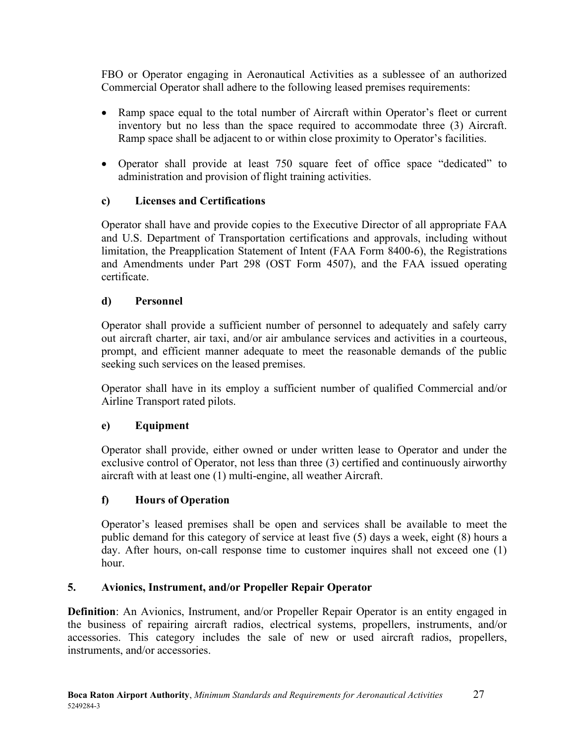FBO or Operator engaging in Aeronautical Activities as a sublessee of an authorized Commercial Operator shall adhere to the following leased premises requirements:

- Ramp space equal to the total number of Aircraft within Operator's fleet or current inventory but no less than the space required to accommodate three (3) Aircraft. Ramp space shall be adjacent to or within close proximity to Operator's facilities.
- Operator shall provide at least 750 square feet of office space "dedicated" to administration and provision of flight training activities.

#### c) Licenses and Certifications

Operator shall have and provide copies to the Executive Director of all appropriate FAA and U.S. Department of Transportation certifications and approvals, including without limitation, the Preapplication Statement of Intent (FAA Form 8400-6), the Registrations and Amendments under Part 298 (OST Form 4507), and the FAA issued operating certificate.

#### d) Personnel

Operator shall provide a sufficient number of personnel to adequately and safely carry out aircraft charter, air taxi, and/or air ambulance services and activities in a courteous, prompt, and efficient manner adequate to meet the reasonable demands of the public seeking such services on the leased premises.

Operator shall have in its employ a sufficient number of qualified Commercial and/or Airline Transport rated pilots.

#### e) Equipment

Operator shall provide, either owned or under written lease to Operator and under the exclusive control of Operator, not less than three (3) certified and continuously airworthy aircraft with at least one (1) multi-engine, all weather Aircraft.

#### f) Hours of Operation

Operator's leased premises shall be open and services shall be available to meet the public demand for this category of service at least five (5) days a week, eight (8) hours a day. After hours, on-call response time to customer inquires shall not exceed one (1) hour.

### 5. Avionics, Instrument, and/or Propeller Repair Operator

**Definition**: An Avionics, Instrument, and/or Propeller Repair Operator is an entity engaged in the business of repairing aircraft radios, electrical systems, propellers, instruments, and/or accessories. This category includes the sale of new or used aircraft radios, propellers, instruments, and/or accessories.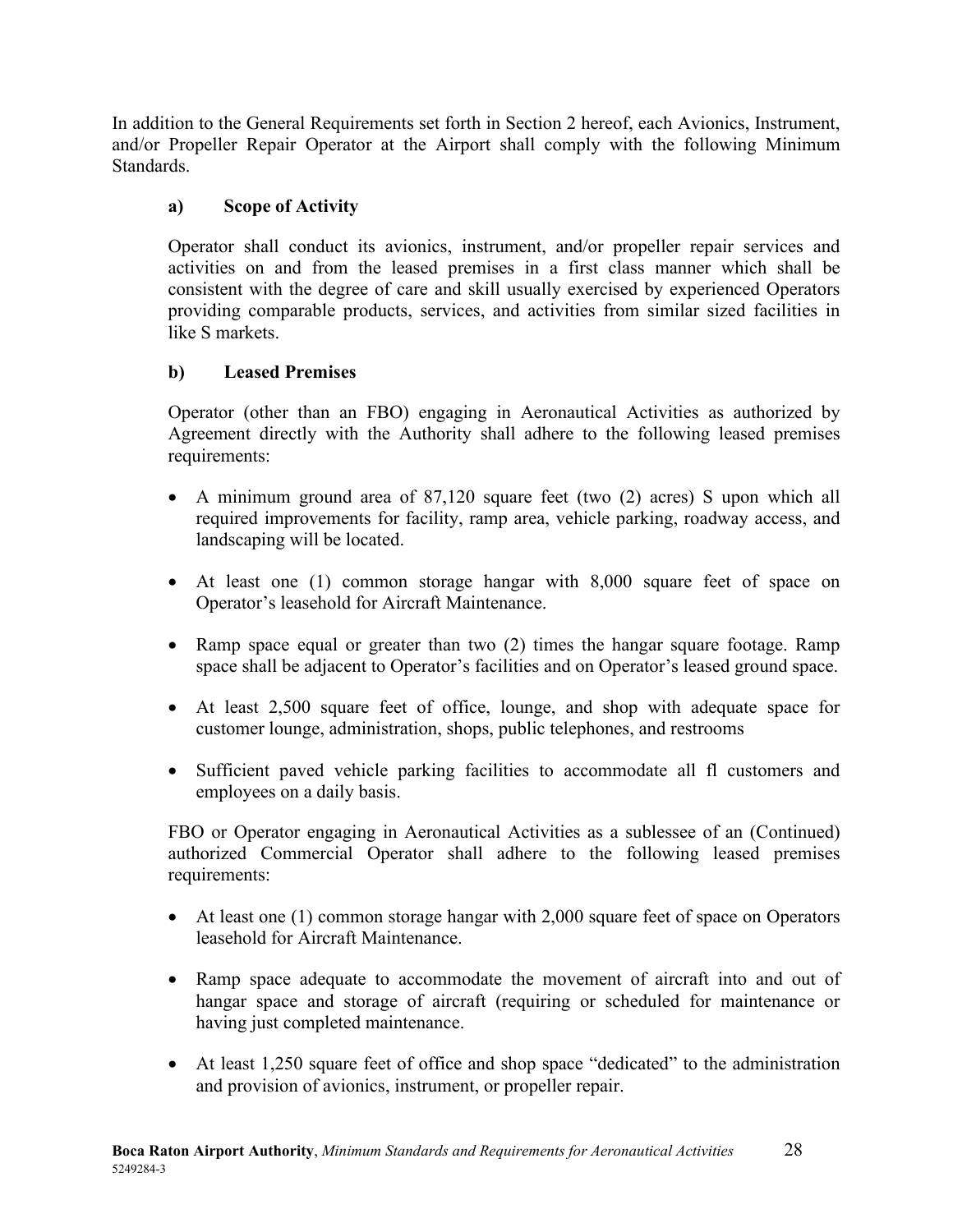In addition to the General Requirements set forth in Section 2 hereof, each Avionics, Instrument, and/or Propeller Repair Operator at the Airport shall comply with the following Minimum Standards.

**a) Scope of Activity**

Operator shall conduct its avionics, instrument, and/or propeller repair services and activities on and from the leased premises in a first class manner which shall be consistent with the degree of care and skill usually exercised by experienced Operators providing comparable products, services, and activities from similar sized facilities in like S markets.

**b) Leased Premises**

Operator (other than an FBO) engaging in Aeronautical Activities as authorized by Agreement directly with the Authority shall adhere to the following leased premises requirements:

- A minimum ground area of 87,120 square feet (two (2) acres) S upon which all required improvements for facility, ramp area, vehicle parking, roadway access, and landscaping will be located.
- At least one (1) common storage hangar with 8,000 square feet of space on Operator's leasehold for Aircraft Maintenance.
- Ramp space equal or greater than two (2) times the hangar square footage. Ramp space shall be adjacent to Operator's facilities and on Operator's leased ground space.
- At least 2,500 square feet of office, lounge, and shop with adequate space for customer lounge, administration, shops, public telephones, and restrooms
- Sufficient paved vehicle parking facilities to accommodate all fl customers and employees on a daily basis.

FBO or Operator engaging in Aeronautical Activities as a sublessee of an (Continued) authorized Commercial Operator shall adhere to the following leased premises requirements:

- At least one (1) common storage hangar with 2,000 square feet of space on Operators leasehold for Aircraft Maintenance.
- Ramp space adequate to accommodate the movement of aircraft into and out of hangar space and storage of aircraft (requiring or scheduled for maintenance or having just completed maintenance.
- At least 1,250 square feet of office and shop space "dedicated" to the administration and provision of avionics, instrument, or propeller repair.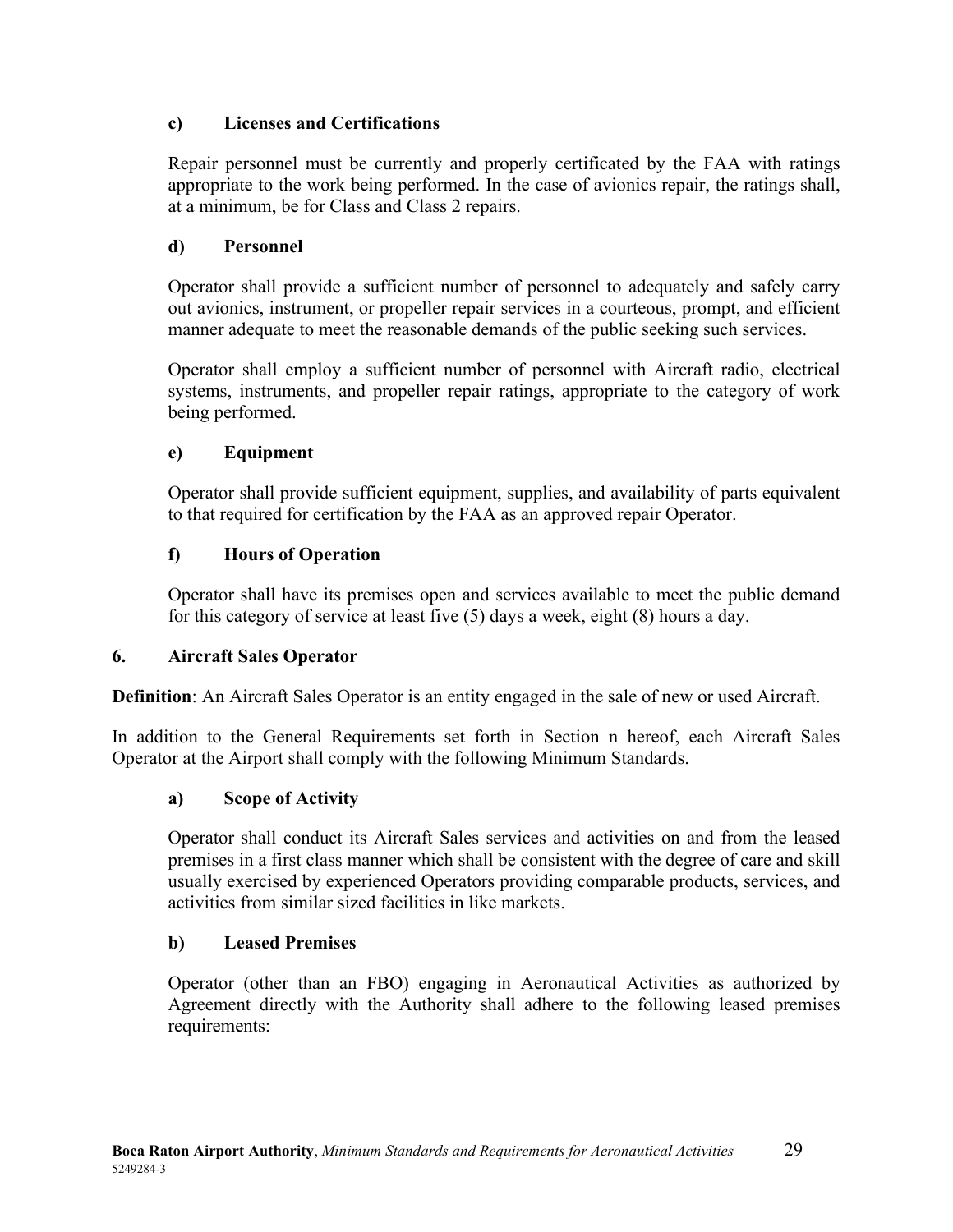### c) Licenses and Certifications

Repair personnel must be currently and properly certificated by the FAA with ratings appropriate to the work being performed. In the case of avionics repair, the ratings shall, at a minimum, be for Class and Class 2 repairs.

### d) Personnel

Operator shall provide a sufficient number of personnel to adequately and safely carry out avionics, instrument, or propeller repair services in a courteous, prompt, and efficient manner adequate to meet the reasonable demands of the public seeking such services.

Operator shall employ a sufficient number of personnel with Aircraft radio, electrical systems, instruments, and propeller repair ratings, appropriate to the category of work being performed.

### e) Equipment

Operator shall provide sufficient equipment, supplies, and availability of parts equivalent to that required for certification by the FAA as an approved repair Operator.

### f) Hours of Operation

Operator shall have its premises open and services available to meet the public demand for this category of service at least five (5) days a week, eight (8) hours a day.

## 6. Aircraft Sales Operator

**Definition**: An Aircraft Sales Operator is an entity engaged in the sale of new or used Aircraft.

In addition to the General Requirements set forth in Section n hereof, each Aircraft Sales Operator at the Airport shall comply with the following Minimum Standards.

### a) Scope of Activity

Operator shall conduct its Aircraft Sales services and activities on and from the leased premises in a first class manner which shall be consistent with the degree of care and skill usually exercised by experienced Operators providing comparable products, services, and activities from similar sized facilities in like markets.

### b) Leased Premises

Operator (other than an FBO) engaging in Aeronautical Activities as authorized by Agreement directly with the Authority shall adhere to the following leased premises requirements: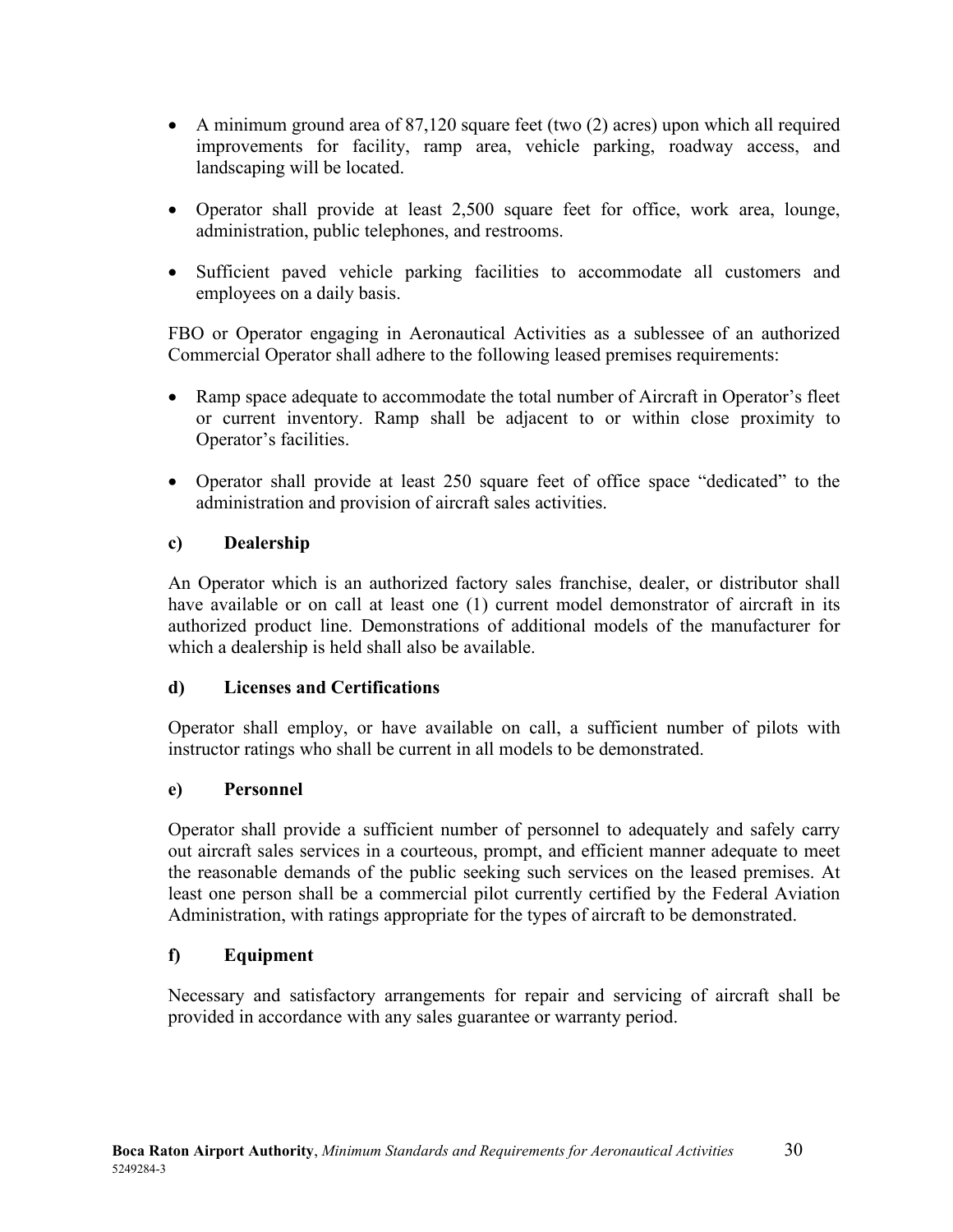- A minimum ground area of 87,120 square feet (two (2) acres) upon which all required improvements for facility, ramp area, vehicle parking, roadway access, and landscaping will be located.

- Operator shall provide at least 2,500 square feet for office, work area, lounge, administration, public telephones, and restrooms.

- Sufficient paved vehicle parking facilities to accommodate all customers and employees on a daily basis.

FBO or Operator engaging in Aeronautical Activities as a sublessee of an authorized Commercial Operator shall adhere to the following leased premises requirements:

- Ramp space adequate to accommodate the total number of Aircraft in Operator's fleet or current inventory. Ramp shall be adjacent to or within close proximity to Operator's facilities.

- Operator shall provide at least 250 square feet of office space "dedicated" to the administration and provision of aircraft sales activities.

#### c) Dealership

An Operator which is an authorized factory sales franchise, dealer, or distributor shall have available or on call at least one (1) current model demonstrator of aircraft in its authorized product line. Demonstrations of additional models of the manufacturer for which a dealership is held shall also be available.

#### d) Licenses and Certifications

Operator shall employ, or have available on call, a sufficient number of pilots with instructor ratings who shall be current in all models to be demonstrated.

#### e) Personnel

Operator shall provide a sufficient number of personnel to adequately and safely carry out aircraft sales services in a courteous, prompt, and efficient manner adequate to meet the reasonable demands of the public seeking such services on the leased premises. At least one person shall be a commercial pilot currently certified by the Federal Aviation Administration, with ratings appropriate for the types of aircraft to be demonstrated.

#### f) Equipment

Necessary and satisfactory arrangements for repair and servicing of aircraft shall be provided in accordance with any sales guarantee or warranty period.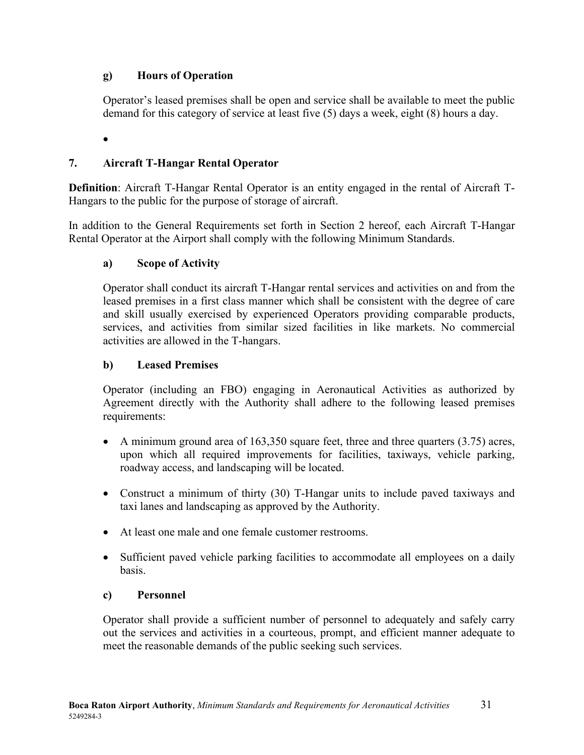### g) Hours of Operation

Operator's leased premises shall be open and service shall be available to meet the public demand for this category of service at least five (5) days a week, eight (8) hours a day.

- 

## 7. Aircraft T-Hangar Rental Operator

**Definition**: Aircraft T-Hangar Rental Operator is an entity engaged in the rental of Aircraft T-Hangars to the public for the purpose of storage of aircraft.

In addition to the General Requirements set forth in Section 2 hereof, each Aircraft T-Hangar Rental Operator at the Airport shall comply with the following Minimum Standards.

### a) Scope of Activity

Operator shall conduct its aircraft T-Hangar rental services and activities on and from the leased premises in a first class manner which shall be consistent with the degree of care and skill usually exercised by experienced Operators providing comparable products, services, and activities from similar sized facilities in like markets. No commercial activities are allowed in the T-hangars.

### b) Leased Premises

Operator (including an FBO) engaging in Aeronautical Activities as authorized by Agreement directly with the Authority shall adhere to the following leased premises requirements:

- A minimum ground area of 163,350 square feet, three and three quarters (3.75) acres, upon which all required improvements for facilities, taxiways, vehicle parking, roadway access, and landscaping will be located.
- Construct a minimum of thirty (30) T-Hangar units to include paved taxiways and taxi lanes and landscaping as approved by the Authority.
- At least one male and one female customer restrooms.
- Sufficient paved vehicle parking facilities to accommodate all employees on a daily basis.

### c) Personnel

Operator shall provide a sufficient number of personnel to adequately and safely carry out the services and activities in a courteous, prompt, and efficient manner adequate to meet the reasonable demands of the public seeking such services.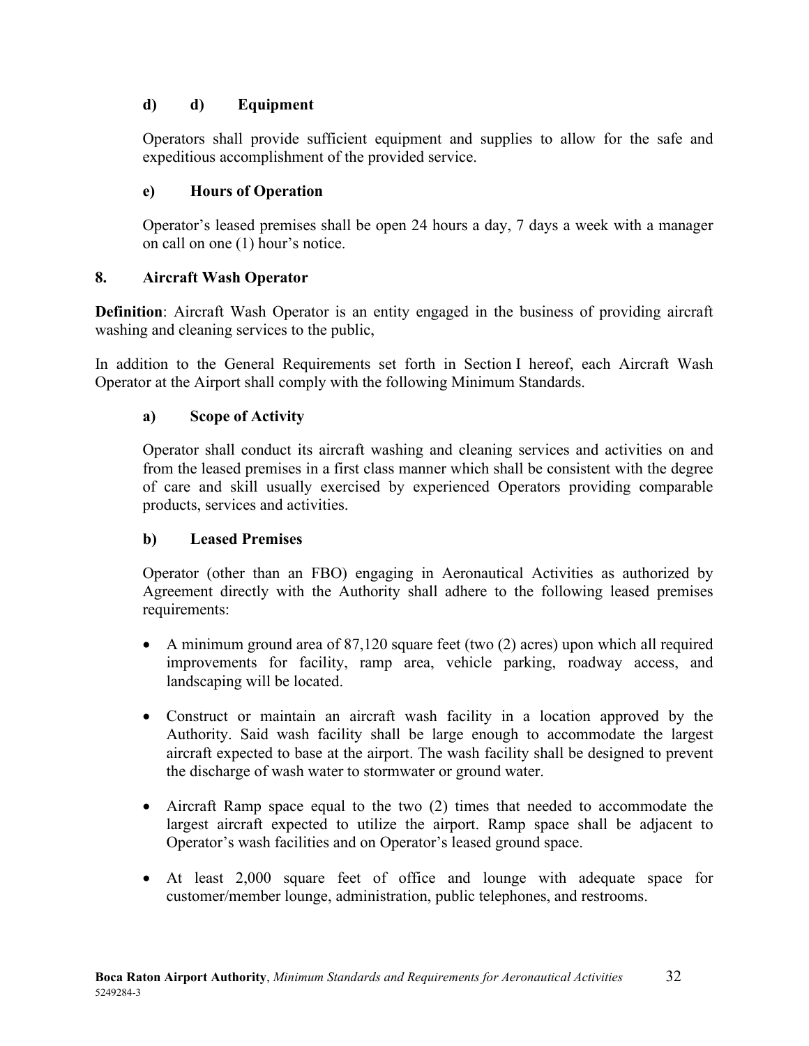#### d) d) Equipment

Operators shall provide sufficient equipment and supplies to allow for the safe and expeditious accomplishment of the provided service.

#### e) Hours of Operation

Operator's leased premises shall be open 24 hours a day, 7 days a week with a manager on call on one (1) hour's notice.

### 8. Aircraft Wash Operator

**Definition**: Aircraft Wash Operator is an entity engaged in the business of providing aircraft washing and cleaning services to the public,

In addition to the General Requirements set forth in Section I hereof, each Aircraft Wash Operator at the Airport shall comply with the following Minimum Standards.

#### a) Scope of Activity

Operator shall conduct its aircraft washing and cleaning services and activities on and from the leased premises in a first class manner which shall be consistent with the degree of care and skill usually exercised by experienced Operators providing comparable products, services and activities.

#### b) Leased Premises

Operator (other than an FBO) engaging in Aeronautical Activities as authorized by Agreement directly with the Authority shall adhere to the following leased premises requirements:

- A minimum ground area of 87,120 square feet (two (2) acres) upon which all required improvements for facility, ramp area, vehicle parking, roadway access, and landscaping will be located.
- Construct or maintain an aircraft wash facility in a location approved by the Authority. Said wash facility shall be large enough to accommodate the largest aircraft expected to base at the airport. The wash facility shall be designed to prevent the discharge of wash water to stormwater or ground water.
- Aircraft Ramp space equal to the two (2) times that needed to accommodate the largest aircraft expected to utilize the airport. Ramp space shall be adjacent to Operator's wash facilities and on Operator's leased ground space.
- At least 2,000 square feet of office and lounge with adequate space for customer/member lounge, administration, public telephones, and restrooms.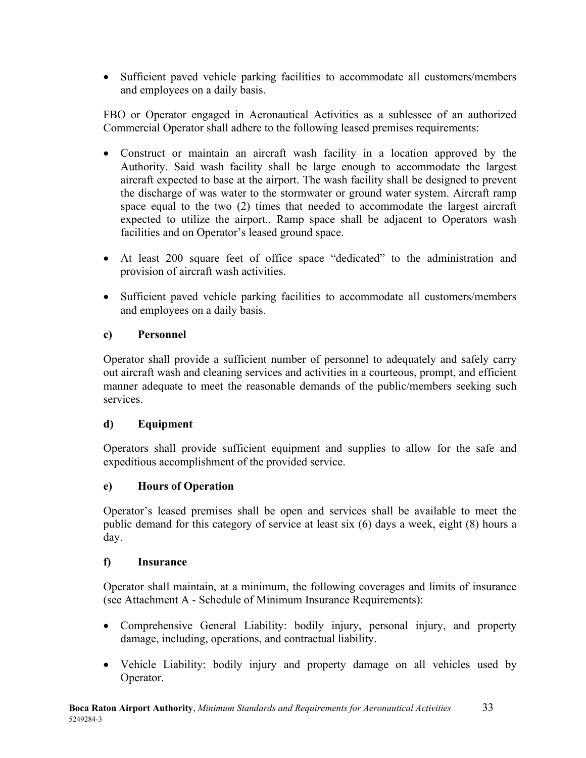- Sufficient paved vehicle parking facilities to accommodate all customers/members and employees on a daily basis.

FBO or Operator engaged in Aeronautical Activities as a sublessee of an authorized Commercial Operator shall adhere to the following leased premises requirements:

- Construct or maintain an aircraft wash facility in a location approved by the Authority. Said wash facility shall be large enough to accommodate the largest aircraft expected to base at the airport. The wash facility shall be designed to prevent the discharge of was water to the stormwater or ground water system. Aircraft ramp space equal to the two (2) times that needed to accommodate the largest aircraft expected to utilize the airport.. Ramp space shall be adjacent to Operators wash facilities and on Operator's leased ground space.

- At least 200 square feet of office space "dedicated" to the administration and provision of aircraft wash activities.

- Sufficient paved vehicle parking facilities to accommodate all customers/members and employees on a daily basis.

**c) Personnel**

Operator shall provide a sufficient number of personnel to adequately and safely carry out aircraft wash and cleaning services and activities in a courteous, prompt, and efficient manner adequate to meet the reasonable demands of the public/members seeking such services.

**d) Equipment**

Operators shall provide sufficient equipment and supplies to allow for the safe and expeditious accomplishment of the provided service.

**e) Hours of Operation**

Operator's leased premises shall be open and services shall be available to meet the public demand for this category of service at least six (6) days a week, eight (8) hours a day.

**f) Insurance**

Operator shall maintain, at a minimum, the following coverages and limits of insurance (see Attachment A - Schedule of Minimum Insurance Requirements):

- Comprehensive General Liability: bodily injury, personal injury, and property damage, including, operations, and contractual liability.

- Vehicle Liability: bodily injury and property damage on all vehicles used by Operator.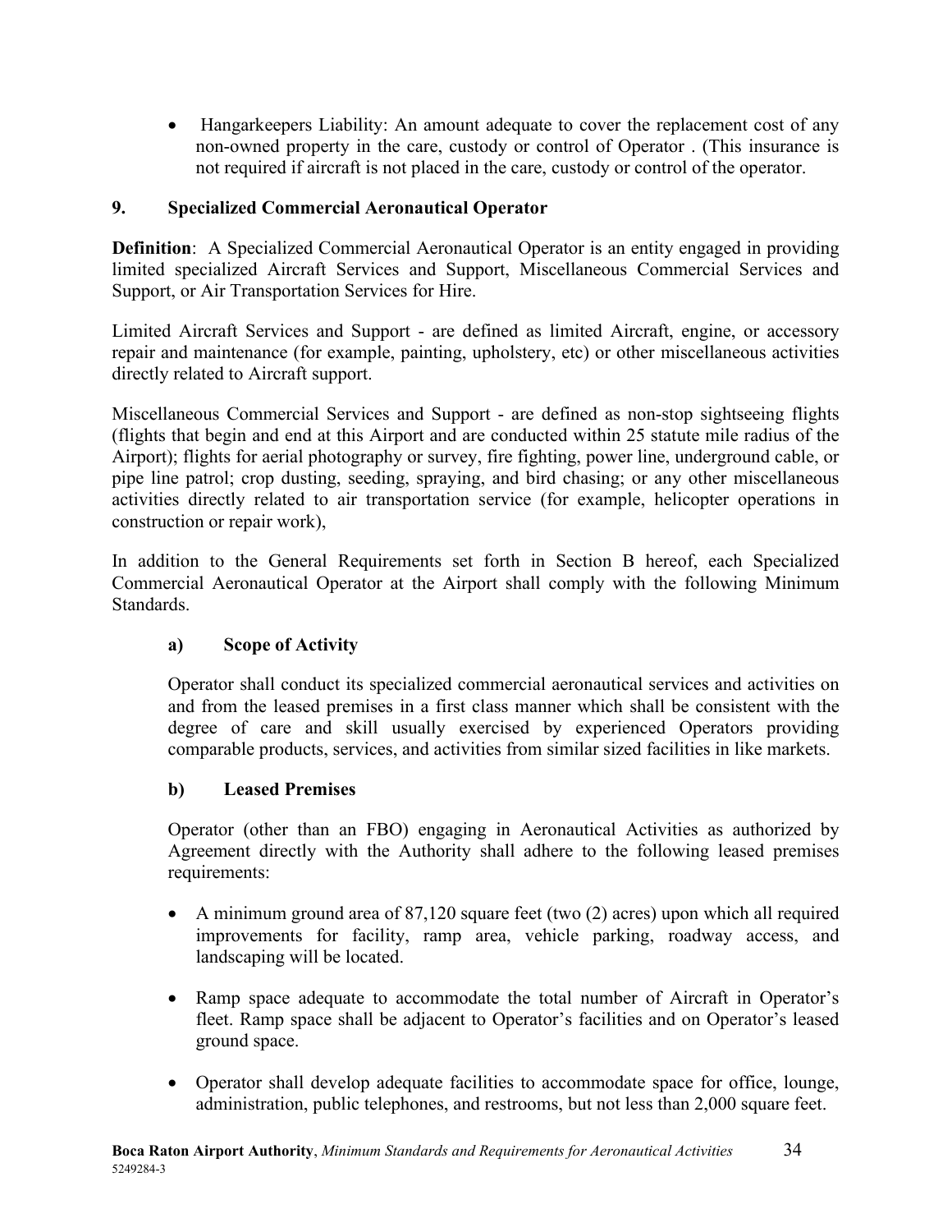- Hangarkeepers Liability: An amount adequate to cover the replacement cost of any non-owned property in the care, custody or control of Operator . (This insurance is not required if aircraft is not placed in the care, custody or control of the operator.

## 9. Specialized Commercial Aeronautical Operator

**Definition**: A Specialized Commercial Aeronautical Operator is an entity engaged in providing limited specialized Aircraft Services and Support, Miscellaneous Commercial Services and Support, or Air Transportation Services for Hire.

Limited Aircraft Services and Support - are defined as limited Aircraft, engine, or accessory repair and maintenance (for example, painting, upholstery, etc) or other miscellaneous activities directly related to Aircraft support.

Miscellaneous Commercial Services and Support - are defined as non-stop sightseeing flights (flights that begin and end at this Airport and are conducted within 25 statute mile radius of the Airport); flights for aerial photography or survey, fire fighting, power line, underground cable, or pipe line patrol; crop dusting, seeding, spraying, and bird chasing; or any other miscellaneous activities directly related to air transportation service (for example, helicopter operations in construction or repair work),

In addition to the General Requirements set forth in Section B hereof, each Specialized Commercial Aeronautical Operator at the Airport shall comply with the following Minimum Standards.

### a) Scope of Activity

Operator shall conduct its specialized commercial aeronautical services and activities on and from the leased premises in a first class manner which shall be consistent with the degree of care and skill usually exercised by experienced Operators providing comparable products, services, and activities from similar sized facilities in like markets.

### b) Leased Premises

Operator (other than an FBO) engaging in Aeronautical Activities as authorized by Agreement directly with the Authority shall adhere to the following leased premises requirements:

- A minimum ground area of 87,120 square feet (two (2) acres) upon which all required improvements for facility, ramp area, vehicle parking, roadway access, and landscaping will be located.

- Ramp space adequate to accommodate the total number of Aircraft in Operator's fleet. Ramp space shall be adjacent to Operator's facilities and on Operator's leased ground space.

- Operator shall develop adequate facilities to accommodate space for office, lounge, administration, public telephones, and restrooms, but not less than 2,000 square feet.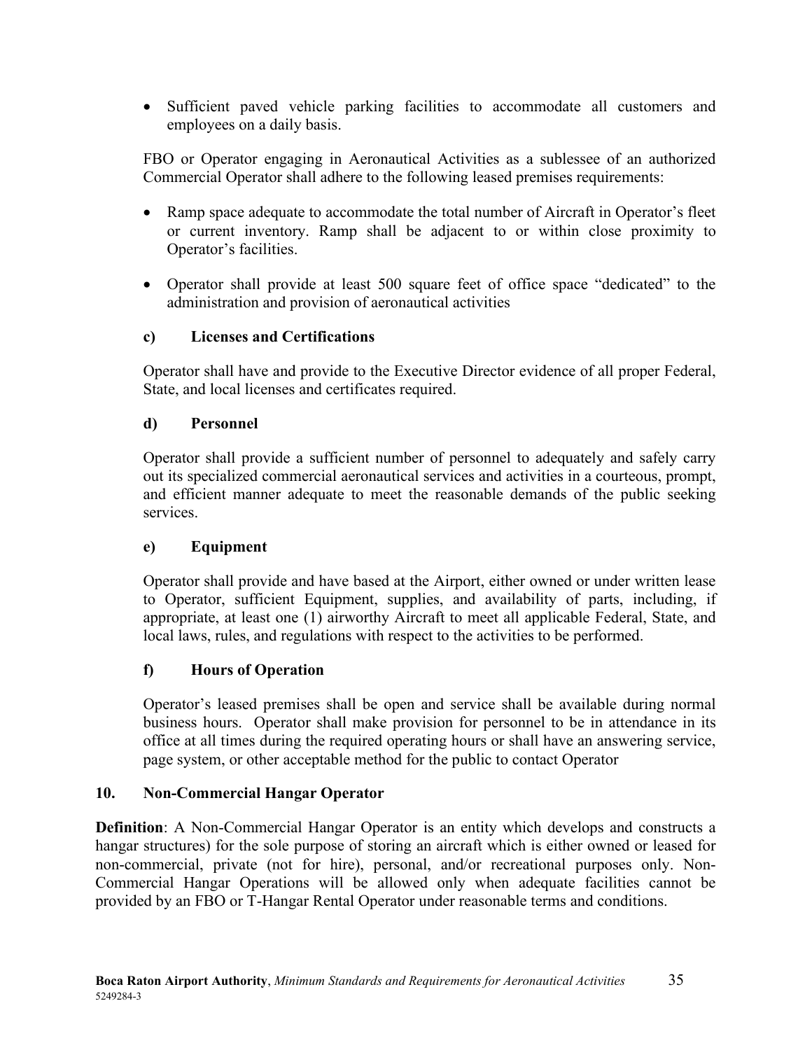- Sufficient paved vehicle parking facilities to accommodate all customers and employees on a daily basis.

FBO or Operator engaging in Aeronautical Activities as a sublessee of an authorized Commercial Operator shall adhere to the following leased premises requirements:

- Ramp space adequate to accommodate the total number of Aircraft in Operator's fleet or current inventory. Ramp shall be adjacent to or within close proximity to Operator's facilities.
- Operator shall provide at least 500 square feet of office space "dedicated" to the administration and provision of aeronautical activities

#### c) Licenses and Certifications

Operator shall have and provide to the Executive Director evidence of all proper Federal, State, and local licenses and certificates required.

#### d) Personnel

Operator shall provide a sufficient number of personnel to adequately and safely carry out its specialized commercial aeronautical services and activities in a courteous, prompt, and efficient manner adequate to meet the reasonable demands of the public seeking services.

#### e) Equipment

Operator shall provide and have based at the Airport, either owned or under written lease to Operator, sufficient Equipment, supplies, and availability of parts, including, if appropriate, at least one (1) airworthy Aircraft to meet all applicable Federal, State, and local laws, rules, and regulations with respect to the activities to be performed.

#### f) Hours of Operation

Operator's leased premises shall be open and service shall be available during normal business hours. Operator shall make provision for personnel to be in attendance in its office at all times during the required operating hours or shall have an answering service, page system, or other acceptable method for the public to contact Operator

### 10. Non-Commercial Hangar Operator

**Definition**: A Non-Commercial Hangar Operator is an entity which develops and constructs a hangar structures) for the sole purpose of storing an aircraft which is either owned or leased for non-commercial, private (not for hire), personal, and/or recreational purposes only. Non-Commercial Hangar Operations will be allowed only when adequate facilities cannot be provided by an FBO or T-Hangar Rental Operator under reasonable terms and conditions.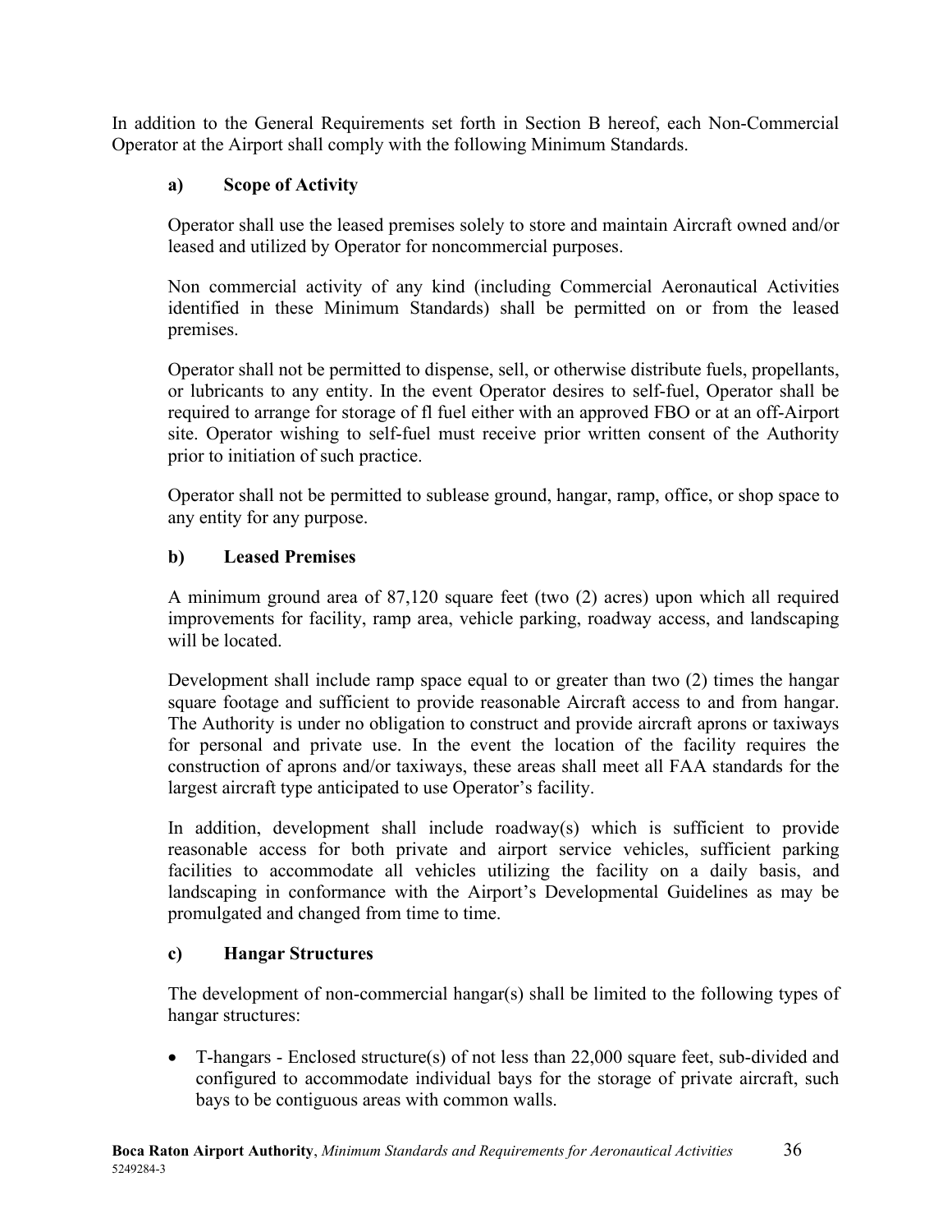In addition to the General Requirements set forth in Section B hereof, each Non-Commercial Operator at the Airport shall comply with the following Minimum Standards.

### a) Scope of Activity

Operator shall use the leased premises solely to store and maintain Aircraft owned and/or leased and utilized by Operator for noncommercial purposes.

Non commercial activity of any kind (including Commercial Aeronautical Activities identified in these Minimum Standards) shall be permitted on or from the leased premises.

Operator shall not be permitted to dispense, sell, or otherwise distribute fuels, propellants, or lubricants to any entity. In the event Operator desires to self-fuel, Operator shall be required to arrange for storage of fl fuel either with an approved FBO or at an off-Airport site. Operator wishing to self-fuel must receive prior written consent of the Authority prior to initiation of such practice.

Operator shall not be permitted to sublease ground, hangar, ramp, office, or shop space to any entity for any purpose.

### b) Leased Premises

A minimum ground area of 87,120 square feet (two (2) acres) upon which all required improvements for facility, ramp area, vehicle parking, roadway access, and landscaping will be located.

Development shall include ramp space equal to or greater than two (2) times the hangar square footage and sufficient to provide reasonable Aircraft access to and from hangar. The Authority is under no obligation to construct and provide aircraft aprons or taxiways for personal and private use. In the event the location of the facility requires the construction of aprons and/or taxiways, these areas shall meet all FAA standards for the largest aircraft type anticipated to use Operator's facility.

In addition, development shall include roadway(s) which is sufficient to provide reasonable access for both private and airport service vehicles, sufficient parking facilities to accommodate all vehicles utilizing the facility on a daily basis, and landscaping in conformance with the Airport's Developmental Guidelines as may be promulgated and changed from time to time.

### c) Hangar Structures

The development of non-commercial hangar(s) shall be limited to the following types of hangar structures:

- T-hangars - Enclosed structure(s) of not less than 22,000 square feet, sub-divided and configured to accommodate individual bays for the storage of private aircraft, such bays to be contiguous areas with common walls.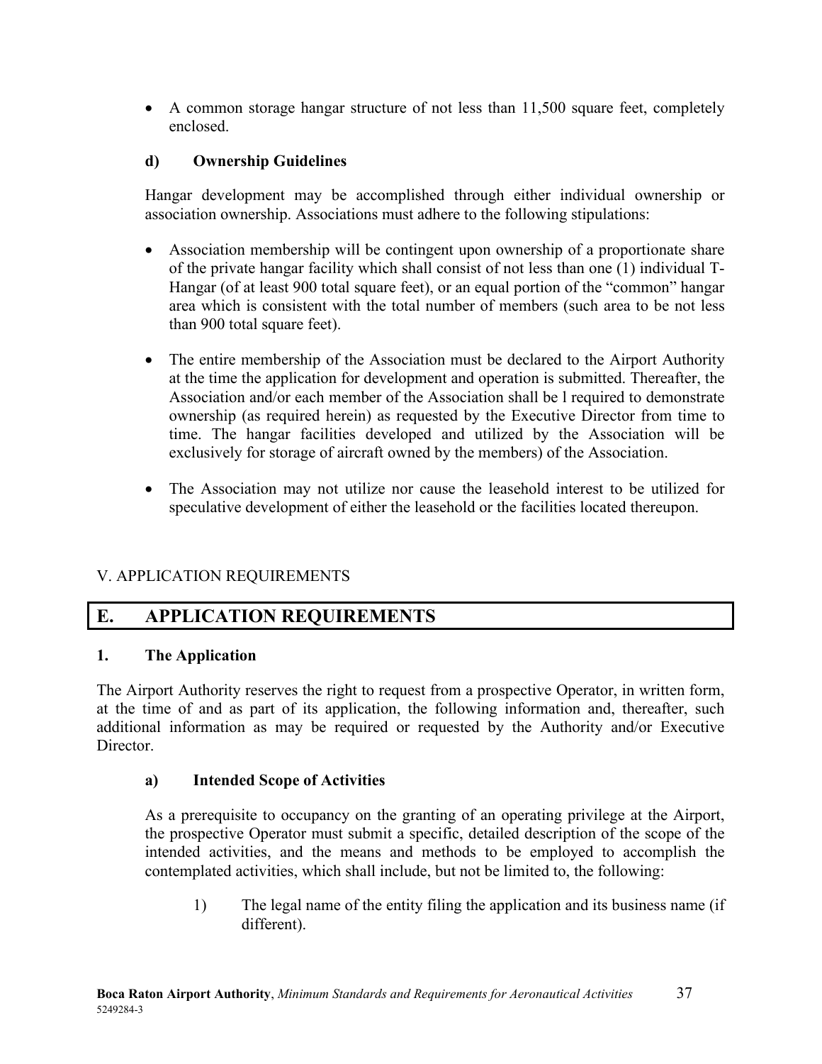- A common storage hangar structure of not less than 11,500 square feet, completely enclosed.

### d) Ownership Guidelines

Hangar development may be accomplished through either individual ownership or association ownership. Associations must adhere to the following stipulations:

- Association membership will be contingent upon ownership of a proportionate share of the private hangar facility which shall consist of not less than one (1) individual T-Hangar (of at least 900 total square feet), or an equal portion of the "common" hangar area which is consistent with the total number of members (such area to be not less than 900 total square feet).

- The entire membership of the Association must be declared to the Airport Authority at the time the application for development and operation is submitted. Thereafter, the Association and/or each member of the Association shall be l required to demonstrate ownership (as required herein) as requested by the Executive Director from time to time. The hangar facilities developed and utilized by the Association will be exclusively for storage of aircraft owned by the members) of the Association.

- The Association may not utilize nor cause the leasehold interest to be utilized for speculative development of either the leasehold or the facilities located thereupon.

V. APPLICATION REQUIREMENTS

## E. APPLICATION REQUIREMENTS

### 1. The Application

The Airport Authority reserves the right to request from a prospective Operator, in written form, at the time of and as part of its application, the following information and, thereafter, such additional information as may be required or requested by the Authority and/or Executive Director.

### a) Intended Scope of Activities

As a prerequisite to occupancy on the granting of an operating privilege at the Airport, the prospective Operator must submit a specific, detailed description of the scope of the intended activities, and the means and methods to be employed to accomplish the contemplated activities, which shall include, but not be limited to, the following:

1) The legal name of the entity filing the application and its business name (if different).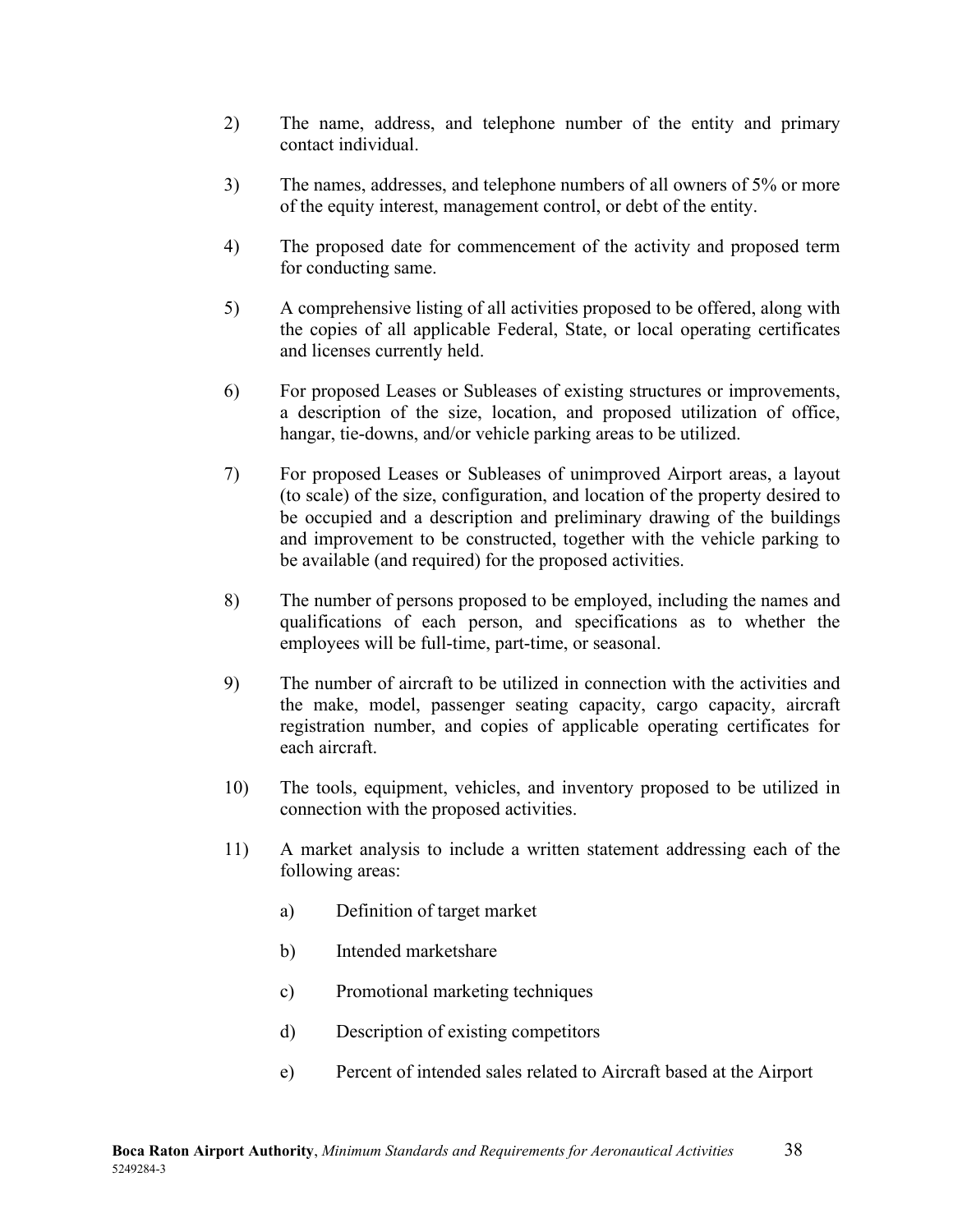2) The name, address, and telephone number of the entity and primary contact individual.

3) The names, addresses, and telephone numbers of all owners of 5% or more of the equity interest, management control, or debt of the entity.

4) The proposed date for commencement of the activity and proposed term for conducting same.

5) A comprehensive listing of all activities proposed to be offered, along with the copies of all applicable Federal, State, or local operating certificates and licenses currently held.

6) For proposed Leases or Subleases of existing structures or improvements, a description of the size, location, and proposed utilization of office, hangar, tie-downs, and/or vehicle parking areas to be utilized.

7) For proposed Leases or Subleases of unimproved Airport areas, a layout (to scale) of the size, configuration, and location of the property desired to be occupied and a description and preliminary drawing of the buildings and improvement to be constructed, together with the vehicle parking to be available (and required) for the proposed activities.

8) The number of persons proposed to be employed, including the names and qualifications of each person, and specifications as to whether the employees will be full-time, part-time, or seasonal.

9) The number of aircraft to be utilized in connection with the activities and the make, model, passenger seating capacity, cargo capacity, aircraft registration number, and copies of applicable operating certificates for each aircraft.

10) The tools, equipment, vehicles, and inventory proposed to be utilized in connection with the proposed activities.

11) A market analysis to include a written statement addressing each of the following areas:

    a) Definition of target market

    b) Intended marketshare

    c) Promotional marketing techniques

    d) Description of existing competitors

    e) Percent of intended sales related to Aircraft based at the Airport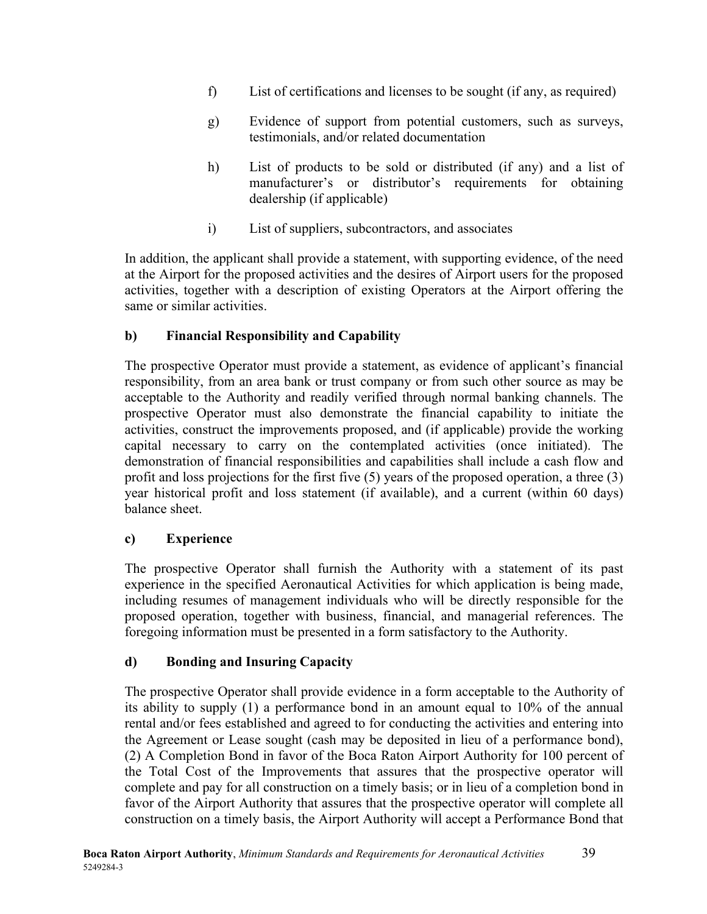f) List of certifications and licenses to be sought (if any, as required)

g) Evidence of support from potential customers, such as surveys, testimonials, and/or related documentation

h) List of products to be sold or distributed (if any) and a list of manufacturer's or distributor's requirements for obtaining dealership (if applicable)

i) List of suppliers, subcontractors, and associates

In addition, the applicant shall provide a statement, with supporting evidence, of the need at the Airport for the proposed activities and the desires of Airport users for the proposed activities, together with a description of existing Operators at the Airport offering the same or similar activities.

### b) Financial Responsibility and Capability

The prospective Operator must provide a statement, as evidence of applicant's financial responsibility, from an area bank or trust company or from such other source as may be acceptable to the Authority and readily verified through normal banking channels. The prospective Operator must also demonstrate the financial capability to initiate the activities, construct the improvements proposed, and (if applicable) provide the working capital necessary to carry on the contemplated activities (once initiated). The demonstration of financial responsibilities and capabilities shall include a cash flow and profit and loss projections for the first five (5) years of the proposed operation, a three (3) year historical profit and loss statement (if available), and a current (within 60 days) balance sheet.

### c) Experience

The prospective Operator shall furnish the Authority with a statement of its past experience in the specified Aeronautical Activities for which application is being made, including resumes of management individuals who will be directly responsible for the proposed operation, together with business, financial, and managerial references. The foregoing information must be presented in a form satisfactory to the Authority.

### d) Bonding and Insuring Capacity

The prospective Operator shall provide evidence in a form acceptable to the Authority of its ability to supply (1) a performance bond in an amount equal to 10% of the annual rental and/or fees established and agreed to for conducting the activities and entering into the Agreement or Lease sought (cash may be deposited in lieu of a performance bond), (2) A Completion Bond in favor of the Boca Raton Airport Authority for 100 percent of the Total Cost of the Improvements that assures that the prospective operator will complete and pay for all construction on a timely basis; or in lieu of a completion bond in favor of the Airport Authority that assures that the prospective operator will complete all construction on a timely basis, the Airport Authority will accept a Performance Bond that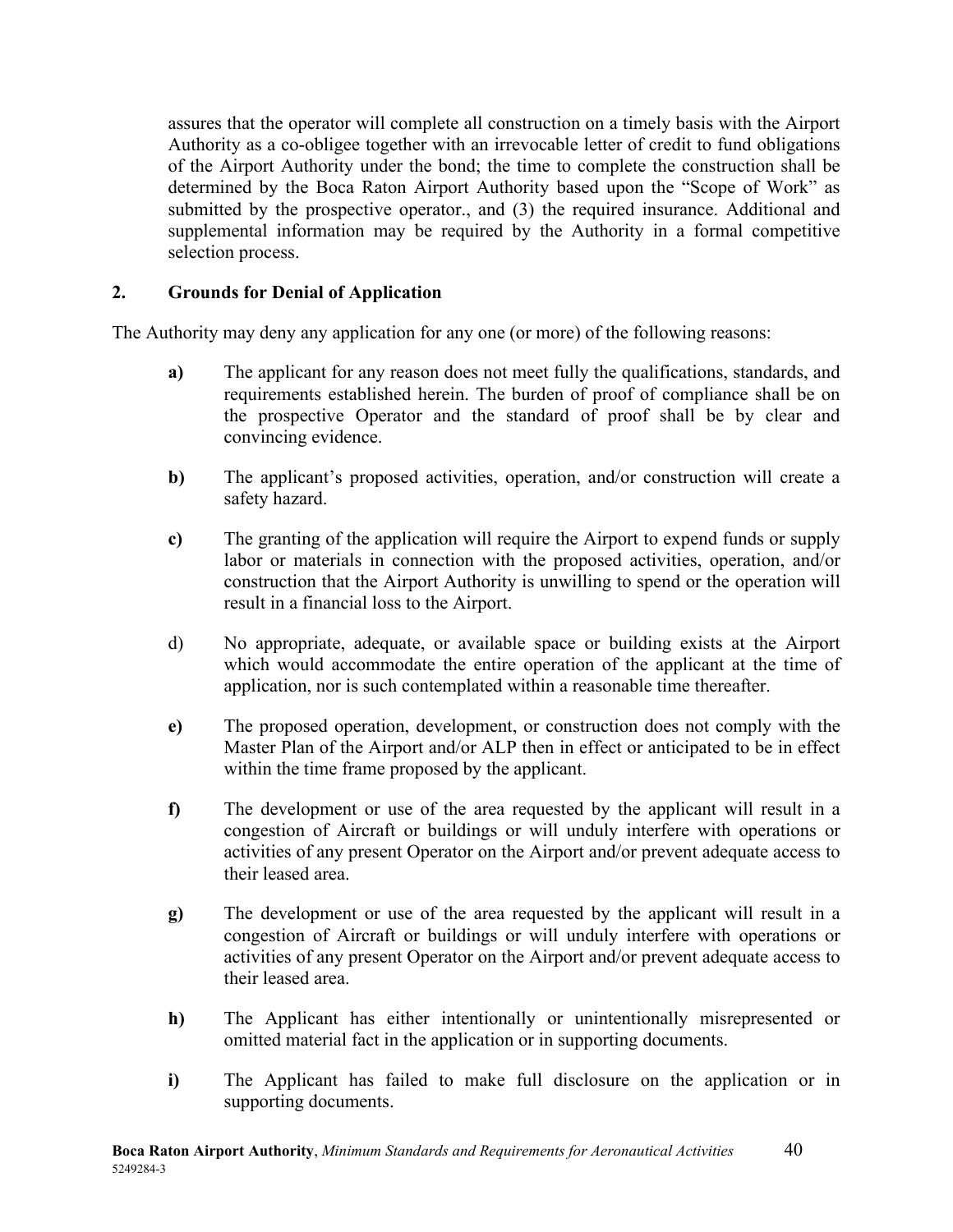assures that the operator will complete all construction on a timely basis with the Airport Authority as a co-obligee together with an irrevocable letter of credit to fund obligations of the Airport Authority under the bond; the time to complete the construction shall be determined by the Boca Raton Airport Authority based upon the "Scope of Work" as submitted by the prospective operator., and (3) the required insurance. Additional and supplemental information may be required by the Authority in a formal competitive selection process.

## 2. Grounds for Denial of Application

The Authority may deny any application for any one (or more) of the following reasons:

**a)** The applicant for any reason does not meet fully the qualifications, standards, and requirements established herein. The burden of proof of compliance shall be on the prospective Operator and the standard of proof shall be by clear and convincing evidence.

**b)** The applicant's proposed activities, operation, and/or construction will create a safety hazard.

**c)** The granting of the application will require the Airport to expend funds or supply labor or materials in connection with the proposed activities, operation, and/or construction that the Airport Authority is unwilling to spend or the operation will result in a financial loss to the Airport.

d) No appropriate, adequate, or available space or building exists at the Airport which would accommodate the entire operation of the applicant at the time of application, nor is such contemplated within a reasonable time thereafter.

**e)** The proposed operation, development, or construction does not comply with the Master Plan of the Airport and/or ALP then in effect or anticipated to be in effect within the time frame proposed by the applicant.

**f)** The development or use of the area requested by the applicant will result in a congestion of Aircraft or buildings or will unduly interfere with operations or activities of any present Operator on the Airport and/or prevent adequate access to their leased area.

**g)** The development or use of the area requested by the applicant will result in a congestion of Aircraft or buildings or will unduly interfere with operations or activities of any present Operator on the Airport and/or prevent adequate access to their leased area.

**h)** The Applicant has either intentionally or unintentionally misrepresented or omitted material fact in the application or in supporting documents.

**i)** The Applicant has failed to make full disclosure on the application or in supporting documents.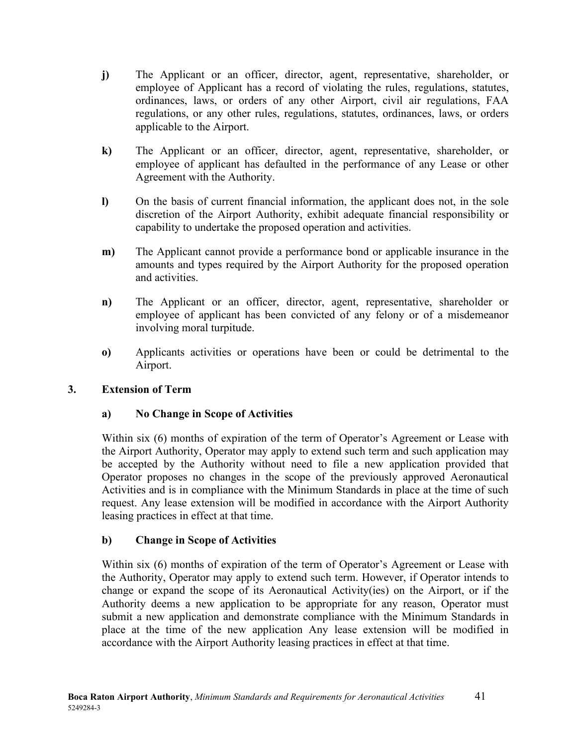**j)** The Applicant or an officer, director, agent, representative, shareholder, or employee of Applicant has a record of violating the rules, regulations, statutes, ordinances, laws, or orders of any other Airport, civil air regulations, FAA regulations, or any other rules, regulations, statutes, ordinances, laws, or orders applicable to the Airport.

**k)** The Applicant or an officer, director, agent, representative, shareholder, or employee of applicant has defaulted in the performance of any Lease or other Agreement with the Authority.

**l)** On the basis of current financial information, the applicant does not, in the sole discretion of the Airport Authority, exhibit adequate financial responsibility or capability to undertake the proposed operation and activities.

**m)** The Applicant cannot provide a performance bond or applicable insurance in the amounts and types required by the Airport Authority for the proposed operation and activities.

**n)** The Applicant or an officer, director, agent, representative, shareholder or employee of applicant has been convicted of any felony or of a misdemeanor involving moral turpitude.

**o)** Applicants activities or operations have been or could be detrimental to the Airport.

## 3. Extension of Term

### a) No Change in Scope of Activities

Within six (6) months of expiration of the term of Operator's Agreement or Lease with the Airport Authority, Operator may apply to extend such term and such application may be accepted by the Authority without need to file a new application provided that Operator proposes no changes in the scope of the previously approved Aeronautical Activities and is in compliance with the Minimum Standards in place at the time of such request. Any lease extension will be modified in accordance with the Airport Authority leasing practices in effect at that time.

### b) Change in Scope of Activities

Within six (6) months of expiration of the term of Operator's Agreement or Lease with the Authority, Operator may apply to extend such term. However, if Operator intends to change or expand the scope of its Aeronautical Activity(ies) on the Airport, or if the Authority deems a new application to be appropriate for any reason, Operator must submit a new application and demonstrate compliance with the Minimum Standards in place at the time of the new application Any lease extension will be modified in accordance with the Airport Authority leasing practices in effect at that time.